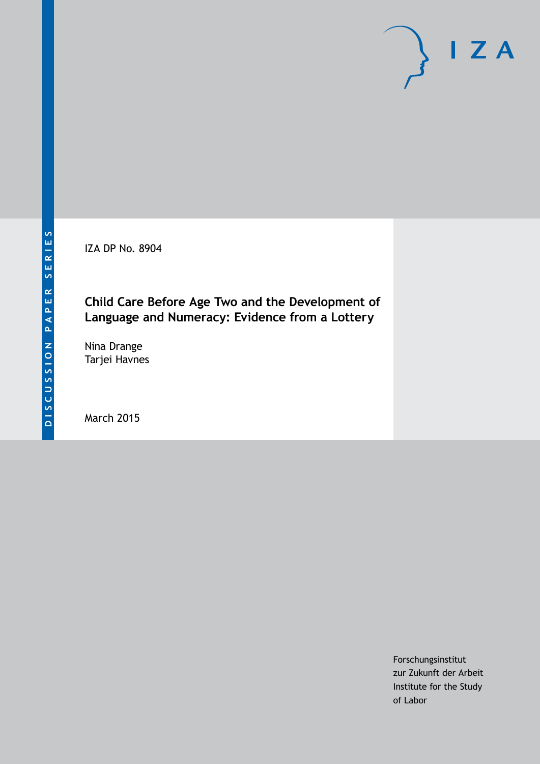IZA DP No. 8904

# Child Care Before Age Two and the Development of Language and Numeracy: Evidence from a Lottery

Nina Drange
Tarjei Havnes

March 2015

Forschungsinstitut
zur Zukunft der Arbeit
Institute for the Study
of Labor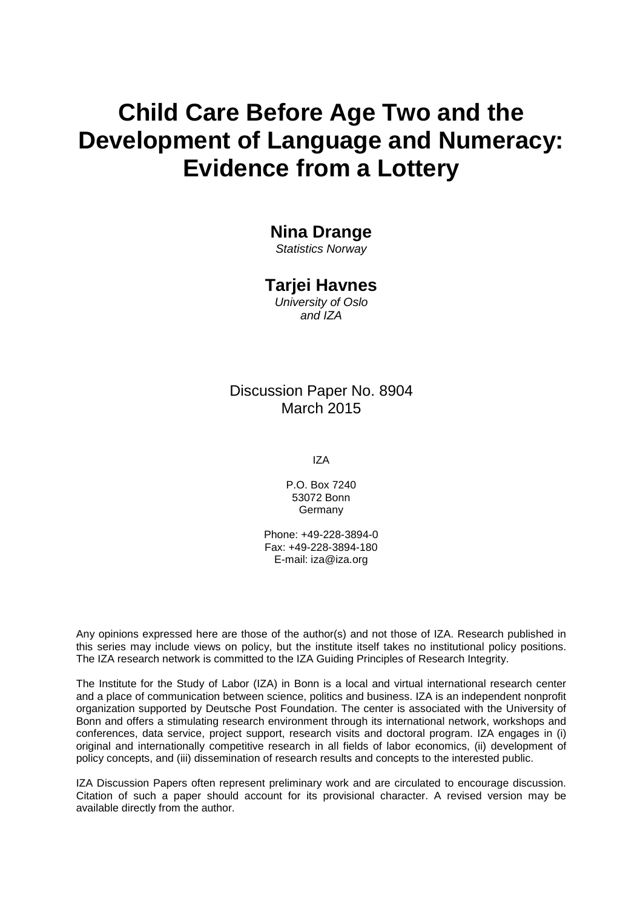# Child Care Before Age Two and the Development of Language and Numeracy: Evidence from a Lottery

**Nina Drange**
*Statistics Norway*

**Tarjei Havnes**
*University of Oslo and IZA*

Discussion Paper No. 8904
March 2015

IZA

P.O. Box 7240
53072 Bonn
Germany

Phone: +49-228-3894-0
Fax: +49-228-3894-180
E-mail: iza@iza.org

Any opinions expressed here are those of the author(s) and not those of IZA. Research published in this series may include views on policy, but the institute itself takes no institutional policy positions. The IZA research network is committed to the IZA Guiding Principles of Research Integrity.

The Institute for the Study of Labor (IZA) in Bonn is a local and virtual international research center and a place of communication between science, politics and business. IZA is an independent nonprofit organization supported by Deutsche Post Foundation. The center is associated with the University of Bonn and offers a stimulating research environment through its international network, workshops and conferences, data service, project support, research visits and doctoral program. IZA engages in (i) original and internationally competitive research in all fields of labor economics, (ii) development of policy concepts, and (iii) dissemination of research results and concepts to the interested public.

IZA Discussion Papers often represent preliminary work and are circulated to encourage discussion. Citation of such a paper should account for its provisional character. A revised version may be available directly from the author.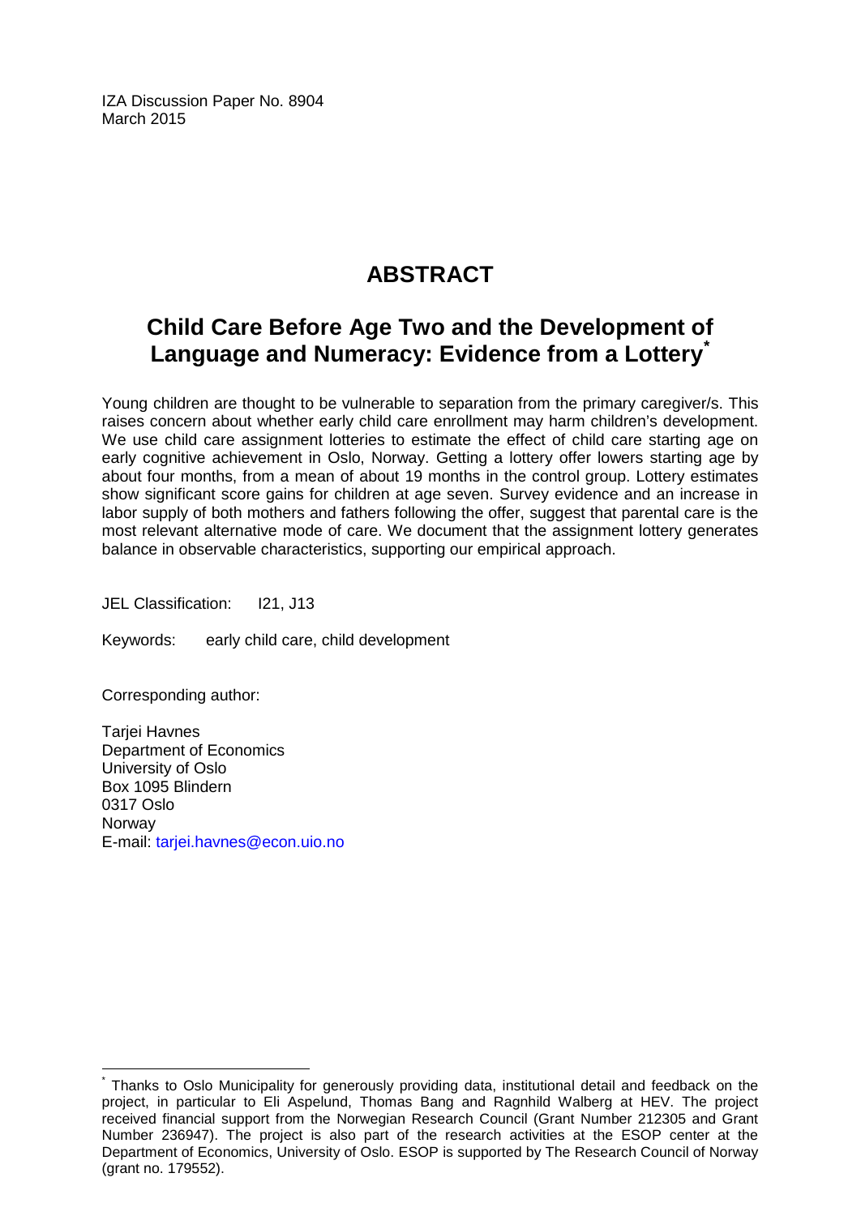IZA Discussion Paper No. 8904
March 2015

# ABSTRACT

## Child Care Before Age Two and the Development of Language and Numeracy: Evidence from a Lottery*

Young children are thought to be vulnerable to separation from the primary caregiver/s. This raises concern about whether early child care enrollment may harm children's development. We use child care assignment lotteries to estimate the effect of child care starting age on early cognitive achievement in Oslo, Norway. Getting a lottery offer lowers starting age by about four months, from a mean of about 19 months in the control group. Lottery estimates show significant score gains for children at age seven. Survey evidence and an increase in labor supply of both mothers and fathers following the offer, suggest that parental care is the most relevant alternative mode of care. We document that the assignment lottery generates balance in observable characteristics, supporting our empirical approach.

JEL Classification: I21, J13

Keywords: early child care, child development

Corresponding author:

Tarjei Havnes
Department of Economics
University of Oslo
Box 1095 Blindern
0317 Oslo
Norway
E-mail: tarjei.havnes@econ.uio.no

---

* Thanks to Oslo Municipality for generously providing data, institutional detail and feedback on the project, in particular to Eli Aspelund, Thomas Bang and Ragnhild Walberg at HEV. The project received financial support from the Norwegian Research Council (Grant Number 212305 and Grant Number 236947). The project is also part of the research activities at the ESOP center at the Department of Economics, University of Oslo. ESOP is supported by The Research Council of Norway (grant no. 179552).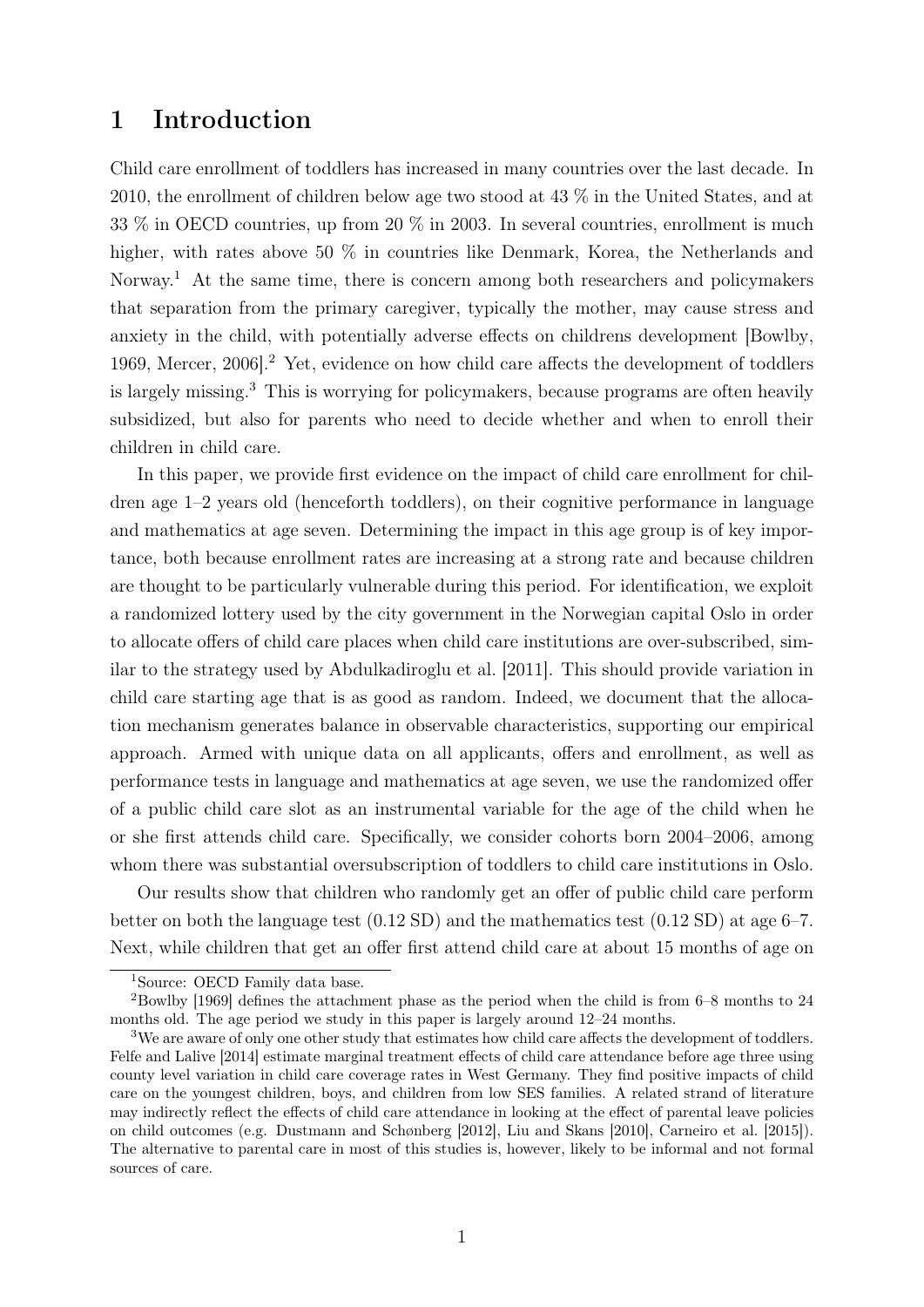# 1 Introduction

Child care enrollment of toddlers has increased in many countries over the last decade. In 2010, the enrollment of children below age two stood at 43 % in the United States, and at 33 % in OECD countries, up from 20 % in 2003. In several countries, enrollment is much higher, with rates above 50 % in countries like Denmark, Korea, the Netherlands and Norway.[1] At the same time, there is concern among both researchers and policymakers that separation from the primary caregiver, typically the mother, may cause stress and anxiety in the child, with potentially adverse effects on childrens development [Bowlby, 1969, Mercer, 2006].[2] Yet, evidence on how child care affects the development of toddlers is largely missing.[3] This is worrying for policymakers, because programs are often heavily subsidized, but also for parents who need to decide whether and when to enroll their children in child care.

In this paper, we provide first evidence on the impact of child care enrollment for children age 1–2 years old (henceforth toddlers), on their cognitive performance in language and mathematics at age seven. Determining the impact in this age group is of key importance, both because enrollment rates are increasing at a strong rate and because children are thought to be particularly vulnerable during this period. For identification, we exploit a randomized lottery used by the city government in the Norwegian capital Oslo in order to allocate offers of child care places when child care institutions are over-subscribed, similar to the strategy used by Abdulkadiroglu et al. [2011]. This should provide variation in child care starting age that is as good as random. Indeed, we document that the allocation mechanism generates balance in observable characteristics, supporting our empirical approach. Armed with unique data on all applicants, offers and enrollment, as well as performance tests in language and mathematics at age seven, we use the randomized offer of a public child care slot as an instrumental variable for the age of the child when he or she first attends child care. Specifically, we consider cohorts born 2004–2006, among whom there was substantial oversubscription of toddlers to child care institutions in Oslo.

Our results show that children who randomly get an offer of public child care perform better on both the language test (0.12 SD) and the mathematics test (0.12 SD) at age 6–7. Next, while children that get an offer first attend child care at about 15 months of age on

---

[1] Source: OECD Family data base.

[2] Bowlby [1969] defines the attachment phase as the period when the child is from 6–8 months to 24 months old. The age period we study in this paper is largely around 12–24 months.

[3] We are aware of only one other study that estimates how child care affects the development of toddlers. Felfe and Lalive [2014] estimate marginal treatment effects of child care attendance before age three using county level variation in child care coverage rates in West Germany. They find positive impacts of child care on the youngest children, boys, and children from low SES families. A related strand of literature may indirectly reflect the effects of child care attendance in looking at the effect of parental leave policies on child outcomes (e.g. Dustmann and Schønberg [2012], Liu and Skans [2010], Carneiro et al. [2015]). The alternative to parental care in most of this studies is, however, likely to be informal and not formal sources of care.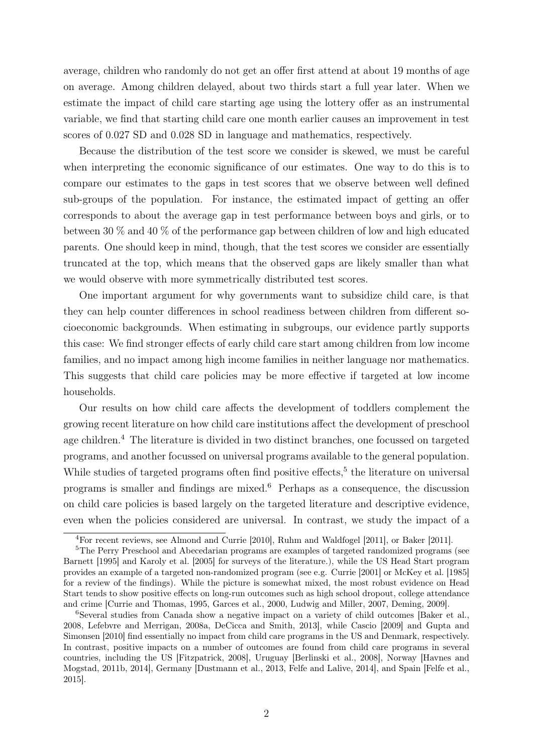average, children who randomly do not get an offer first attend at about 19 months of age on average. Among children delayed, about two thirds start a full year later. When we estimate the impact of child care starting age using the lottery offer as an instrumental variable, we find that starting child care one month earlier causes an improvement in test scores of 0.027 SD and 0.028 SD in language and mathematics, respectively.

Because the distribution of the test score we consider is skewed, we must be careful when interpreting the economic significance of our estimates. One way to do this is to compare our estimates to the gaps in test scores that we observe between well defined sub-groups of the population. For instance, the estimated impact of getting an offer corresponds to about the average gap in test performance between boys and girls, or to between 30 % and 40 % of the performance gap between children of low and high educated parents. One should keep in mind, though, that the test scores we consider are essentially truncated at the top, which means that the observed gaps are likely smaller than what we would observe with more symmetrically distributed test scores.

One important argument for why governments want to subsidize child care, is that they can help counter differences in school readiness between children from different socioeconomic backgrounds. When estimating in subgroups, our evidence partly supports this case: We find stronger effects of early child care start among children from low income families, and no impact among high income families in neither language nor mathematics. This suggests that child care policies may be more effective if targeted at low income households.

Our results on how child care affects the development of toddlers complement the growing recent literature on how child care institutions affect the development of preschool age children.[4] The literature is divided in two distinct branches, one focussed on targeted programs, and another focussed on universal programs available to the general population. While studies of targeted programs often find positive effects,[5] the literature on universal programs is smaller and findings are mixed.[6] Perhaps as a consequence, the discussion on child care policies is based largely on the targeted literature and descriptive evidence, even when the policies considered are universal. In contrast, we study the impact of a

[4] For recent reviews, see Almond and Currie [2010], Ruhm and Waldfogel [2011], or Baker [2011].

[5] The Perry Preschool and Abecedarian programs are examples of targeted randomized programs (see Barnett [1995] and Karoly et al. [2005] for surveys of the literature.), while the US Head Start program provides an example of a targeted non-randomized program (see e.g. Currie [2001] or McKey et al. [1985] for a review of the findings). While the picture is somewhat mixed, the most robust evidence on Head Start tends to show positive effects on long-run outcomes such as high school dropout, college attendance and crime [Currie and Thomas, 1995, Garces et al., 2000, Ludwig and Miller, 2007, Deming, 2009].

[6] Several studies from Canada show a negative impact on a variety of child outcomes [Baker et al., 2008, Lefebvre and Merrigan, 2008a, DeCicca and Smith, 2013], while Cascio [2009] and Gupta and Simonsen [2010] find essentially no impact from child care programs in the US and Denmark, respectively. In contrast, positive impacts on a number of outcomes are found from child care programs in several countries, including the US [Fitzpatrick, 2008], Uruguay [Berlinski et al., 2008], Norway [Havnes and Mogstad, 2011b, 2014], Germany [Dustmann et al., 2013, Felfe and Lalive, 2014], and Spain [Felfe et al., 2015].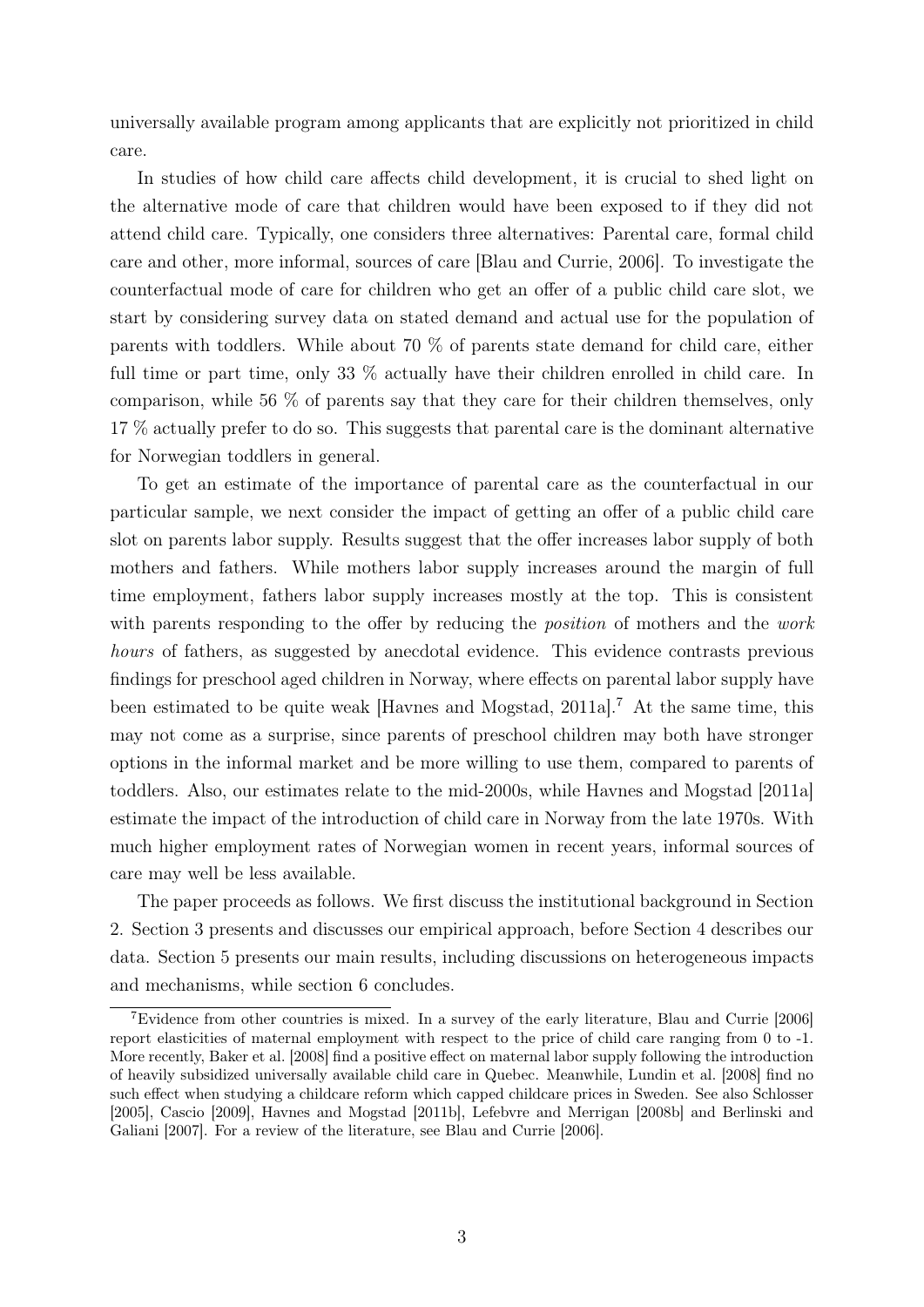universally available program among applicants that are explicitly not prioritized in child care.

In studies of how child care affects child development, it is crucial to shed light on the alternative mode of care that children would have been exposed to if they did not attend child care. Typically, one considers three alternatives: Parental care, formal child care and other, more informal, sources of care [Blau and Currie, 2006]. To investigate the counterfactual mode of care for children who get an offer of a public child care slot, we start by considering survey data on stated demand and actual use for the population of parents with toddlers. While about 70 % of parents state demand for child care, either full time or part time, only 33 % actually have their children enrolled in child care. In comparison, while 56 % of parents say that they care for their children themselves, only 17 % actually prefer to do so. This suggests that parental care is the dominant alternative for Norwegian toddlers in general.

To get an estimate of the importance of parental care as the counterfactual in our particular sample, we next consider the impact of getting an offer of a public child care slot on parents labor supply. Results suggest that the offer increases labor supply of both mothers and fathers. While mothers labor supply increases around the margin of full time employment, fathers labor supply increases mostly at the top. This is consistent with parents responding to the offer by reducing the *position* of mothers and the *work hours* of fathers, as suggested by anecdotal evidence. This evidence contrasts previous findings for preschool aged children in Norway, where effects on parental labor supply have been estimated to be quite weak [Havnes and Mogstad, 2011a].[7] At the same time, this may not come as a surprise, since parents of preschool children may both have stronger options in the informal market and be more willing to use them, compared to parents of toddlers. Also, our estimates relate to the mid-2000s, while Havnes and Mogstad [2011a] estimate the impact of the introduction of child care in Norway from the late 1970s. With much higher employment rates of Norwegian women in recent years, informal sources of care may well be less available.

The paper proceeds as follows. We first discuss the institutional background in Section 2. Section 3 presents and discusses our empirical approach, before Section 4 describes our data. Section 5 presents our main results, including discussions on heterogeneous impacts and mechanisms, while section 6 concludes.

[7] Evidence from other countries is mixed. In a survey of the early literature, Blau and Currie [2006] report elasticities of maternal employment with respect to the price of child care ranging from 0 to -1. More recently, Baker et al. [2008] find a positive effect on maternal labor supply following the introduction of heavily subsidized universally available child care in Quebec. Meanwhile, Lundin et al. [2008] find no such effect when studying a childcare reform which capped childcare prices in Sweden. See also Schlosser [2005], Cascio [2009], Havnes and Mogstad [2011b], Lefebvre and Merrigan [2008b] and Berlinski and Galiani [2007]. For a review of the literature, see Blau and Currie [2006].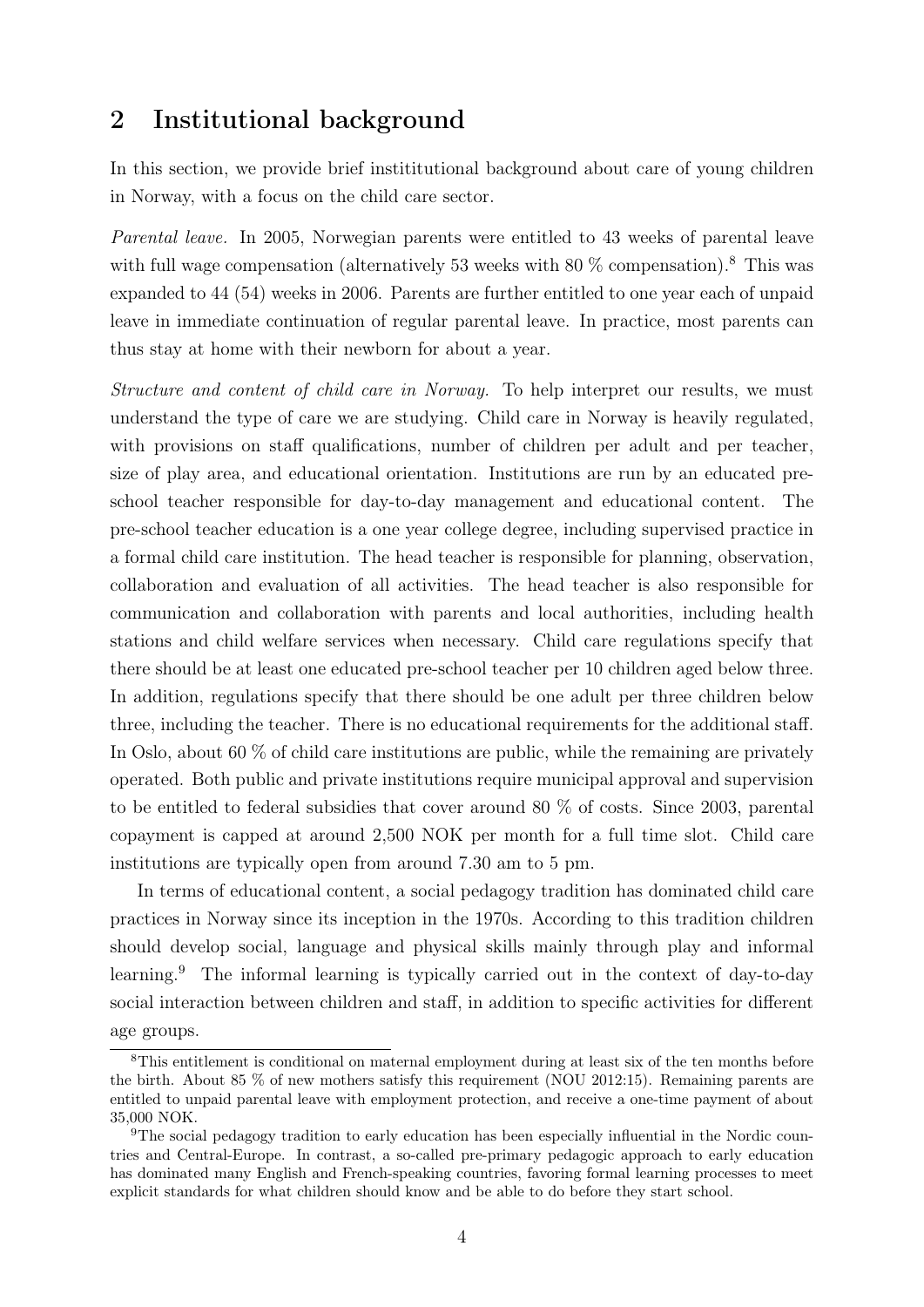## 2 Institutional background

In this section, we provide brief instititutional background about care of young children in Norway, with a focus on the child care sector.

*Parental leave.* In 2005, Norwegian parents were entitled to 43 weeks of parental leave with full wage compensation (alternatively 53 weeks with 80 % compensation).[8] This was expanded to 44 (54) weeks in 2006. Parents are further entitled to one year each of unpaid leave in immediate continuation of regular parental leave. In practice, most parents can thus stay at home with their newborn for about a year.

*Structure and content of child care in Norway.* To help interpret our results, we must understand the type of care we are studying. Child care in Norway is heavily regulated, with provisions on staff qualifications, number of children per adult and per teacher, size of play area, and educational orientation. Institutions are run by an educated pre-school teacher responsible for day-to-day management and educational content. The pre-school teacher education is a one year college degree, including supervised practice in a formal child care institution. The head teacher is responsible for planning, observation, collaboration and evaluation of all activities. The head teacher is also responsible for communication and collaboration with parents and local authorities, including health stations and child welfare services when necessary. Child care regulations specify that there should be at least one educated pre-school teacher per 10 children aged below three. In addition, regulations specify that there should be one adult per three children below three, including the teacher. There is no educational requirements for the additional staff. In Oslo, about 60 % of child care institutions are public, while the remaining are privately operated. Both public and private institutions require municipal approval and supervision to be entitled to federal subsidies that cover around 80 % of costs. Since 2003, parental copayment is capped at around 2,500 NOK per month for a full time slot. Child care institutions are typically open from around 7.30 am to 5 pm.

In terms of educational content, a social pedagogy tradition has dominated child care practices in Norway since its inception in the 1970s. According to this tradition children should develop social, language and physical skills mainly through play and informal learning.[9] The informal learning is typically carried out in the context of day-to-day social interaction between children and staff, in addition to specific activities for different age groups.

---

[8] This entitlement is conditional on maternal employment during at least six of the ten months before the birth. About 85 % of new mothers satisfy this requirement (NOU 2012:15). Remaining parents are entitled to unpaid parental leave with employment protection, and receive a one-time payment of about 35,000 NOK.

[9] The social pedagogy tradition to early education has been especially influential in the Nordic countries and Central-Europe. In contrast, a so-called pre-primary pedagogic approach to early education has dominated many English and French-speaking countries, favoring formal learning processes to meet explicit standards for what children should know and be able to do before they start school.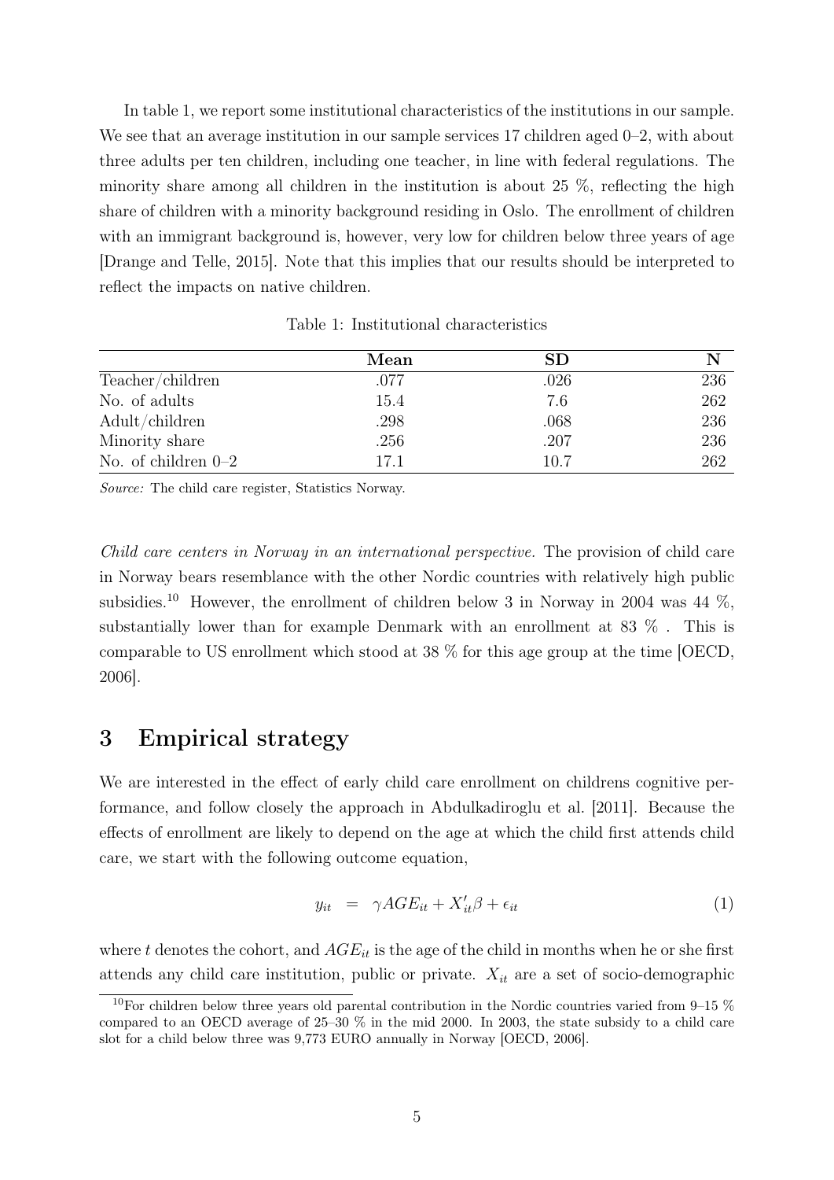In table 1, we report some institutional characteristics of the institutions in our sample. We see that an average institution in our sample services 17 children aged 0–2, with about three adults per ten children, including one teacher, in line with federal regulations. The minority share among all children in the institution is about 25 %, reflecting the high share of children with a minority background residing in Oslo. The enrollment of children with an immigrant background is, however, very low for children below three years of age [Drange and Telle, 2015]. Note that this implies that our results should be interpreted to reflect the impacts on native children.

Table 1: Institutional characteristics

| | **Mean** | **SD** | **N** |
|---|---|---|---|
| Teacher/children | .077 | .026 | 236 |
| No. of adults | 15.4 | 7.6 | 262 |
| Adult/children | .298 | .068 | 236 |
| Minority share | .256 | .207 | 236 |
| No. of children 0–2 | 17.1 | 10.7 | 262 |

*Source:* The child care register, Statistics Norway.

*Child care centers in Norway in an international perspective.* The provision of child care in Norway bears resemblance with the other Nordic countries with relatively high public subsidies.[10] However, the enrollment of children below 3 in Norway in 2004 was 44 %, substantially lower than for example Denmark with an enrollment at 83 % . This is comparable to US enrollment which stood at 38 % for this age group at the time [OECD, 2006].

# 3 Empirical strategy

We are interested in the effect of early child care enrollment on childrens cognitive performance, and follow closely the approach in Abdulkadiroglu et al. [2011]. Because the effects of enrollment are likely to depend on the age at which the child first attends child care, we start with the following outcome equation,

$$y_{it} = \gamma AGE_{it} + X'_{it}\beta + \epsilon_{it} \tag{1}$$

where $t$ denotes the cohort, and $AGE_{it}$ is the age of the child in months when he or she first attends any child care institution, public or private. $X_{it}$ are a set of socio-demographic

[10] For children below three years old parental contribution in the Nordic countries varied from 9–15 % compared to an OECD average of 25–30 % in the mid 2000. In 2003, the state subsidy to a child care slot for a child below three was 9,773 EURO annually in Norway [OECD, 2006].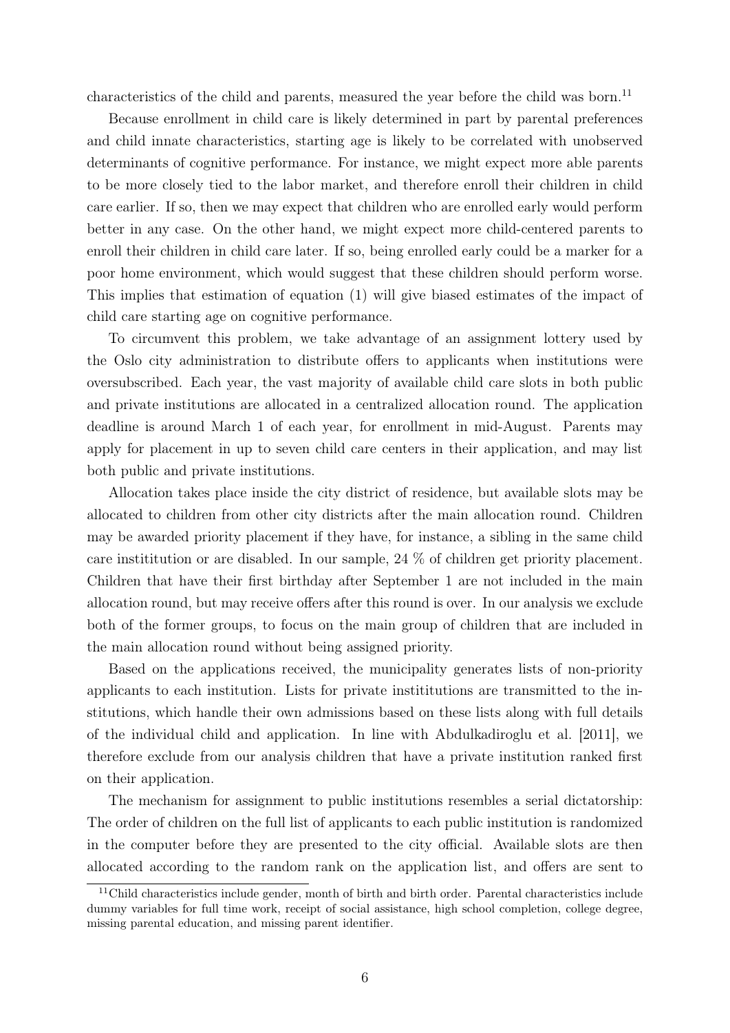characteristics of the child and parents, measured the year before the child was born.[11]

Because enrollment in child care is likely determined in part by parental preferences and child innate characteristics, starting age is likely to be correlated with unobserved determinants of cognitive performance. For instance, we might expect more able parents to be more closely tied to the labor market, and therefore enroll their children in child care earlier. If so, then we may expect that children who are enrolled early would perform better in any case. On the other hand, we might expect more child-centered parents to enroll their children in child care later. If so, being enrolled early could be a marker for a poor home environment, which would suggest that these children should perform worse. This implies that estimation of equation (1) will give biased estimates of the impact of child care starting age on cognitive performance.

To circumvent this problem, we take advantage of an assignment lottery used by the Oslo city administration to distribute offers to applicants when institutions were oversubscribed. Each year, the vast majority of available child care slots in both public and private institutions are allocated in a centralized allocation round. The application deadline is around March 1 of each year, for enrollment in mid-August. Parents may apply for placement in up to seven child care centers in their application, and may list both public and private institutions.

Allocation takes place inside the city district of residence, but available slots may be allocated to children from other city districts after the main allocation round. Children may be awarded priority placement if they have, for instance, a sibling in the same child care instititution or are disabled. In our sample, 24 % of children get priority placement. Children that have their first birthday after September 1 are not included in the main allocation round, but may receive offers after this round is over. In our analysis we exclude both of the former groups, to focus on the main group of children that are included in the main allocation round without being assigned priority.

Based on the applications received, the municipality generates lists of non-priority applicants to each institution. Lists for private instititutions are transmitted to the institutions, which handle their own admissions based on these lists along with full details of the individual child and application. In line with Abdulkadiroglu et al. [2011], we therefore exclude from our analysis children that have a private institution ranked first on their application.

The mechanism for assignment to public institutions resembles a serial dictatorship: The order of children on the full list of applicants to each public institution is randomized in the computer before they are presented to the city official. Available slots are then allocated according to the random rank on the application list, and offers are sent to

[11] Child characteristics include gender, month of birth and birth order. Parental characteristics include dummy variables for full time work, receipt of social assistance, high school completion, college degree, missing parental education, and missing parent identifier.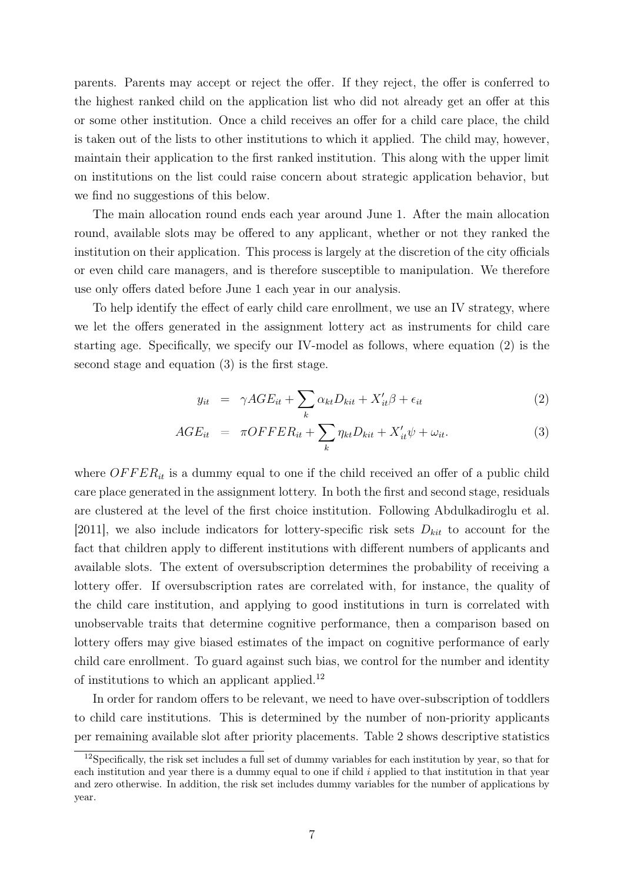parents. Parents may accept or reject the offer. If they reject, the offer is conferred to the highest ranked child on the application list who did not already get an offer at this or some other institution. Once a child receives an offer for a child care place, the child is taken out of the lists to other institutions to which it applied. The child may, however, maintain their application to the first ranked institution. This along with the upper limit on institutions on the list could raise concern about strategic application behavior, but we find no suggestions of this below.

The main allocation round ends each year around June 1. After the main allocation round, available slots may be offered to any applicant, whether or not they ranked the institution on their application. This process is largely at the discretion of the city officials or even child care managers, and is therefore susceptible to manipulation. We therefore use only offers dated before June 1 each year in our analysis.

To help identify the effect of early child care enrollment, we use an IV strategy, where we let the offers generated in the assignment lottery act as instruments for child care starting age. Specifically, we specify our IV-model as follows, where equation (2) is the second stage and equation (3) is the first stage.

$$y_{it} = \gamma AGE_{it} + \sum_k \alpha_{kt} D_{kit} + X'_{it}\beta + \epsilon_{it} \tag{2}$$

$$AGE_{it} = \pi OFFER_{it} + \sum_k \eta_{kt} D_{kit} + X'_{it}\psi + \omega_{it}. \tag{3}$$

where $OFFER_{it}$ is a dummy equal to one if the child received an offer of a public child care place generated in the assignment lottery. In both the first and second stage, residuals are clustered at the level of the first choice institution. Following Abdulkadiroglu et al. [2011], we also include indicators for lottery-specific risk sets $D_{kit}$ to account for the fact that children apply to different institutions with different numbers of applicants and available slots. The extent of oversubscription determines the probability of receiving a lottery offer. If oversubscription rates are correlated with, for instance, the quality of the child care institution, and applying to good institutions in turn is correlated with unobservable traits that determine cognitive performance, then a comparison based on lottery offers may give biased estimates of the impact on cognitive performance of early child care enrollment. To guard against such bias, we control for the number and identity of institutions to which an applicant applied.[12]

In order for random offers to be relevant, we need to have over-subscription of toddlers to child care institutions. This is determined by the number of non-priority applicants per remaining available slot after priority placements. Table 2 shows descriptive statistics

[12] Specifically, the risk set includes a full set of dummy variables for each institution by year, so that for each institution and year there is a dummy equal to one if child $i$ applied to that institution in that year and zero otherwise. In addition, the risk set includes dummy variables for the number of applications by year.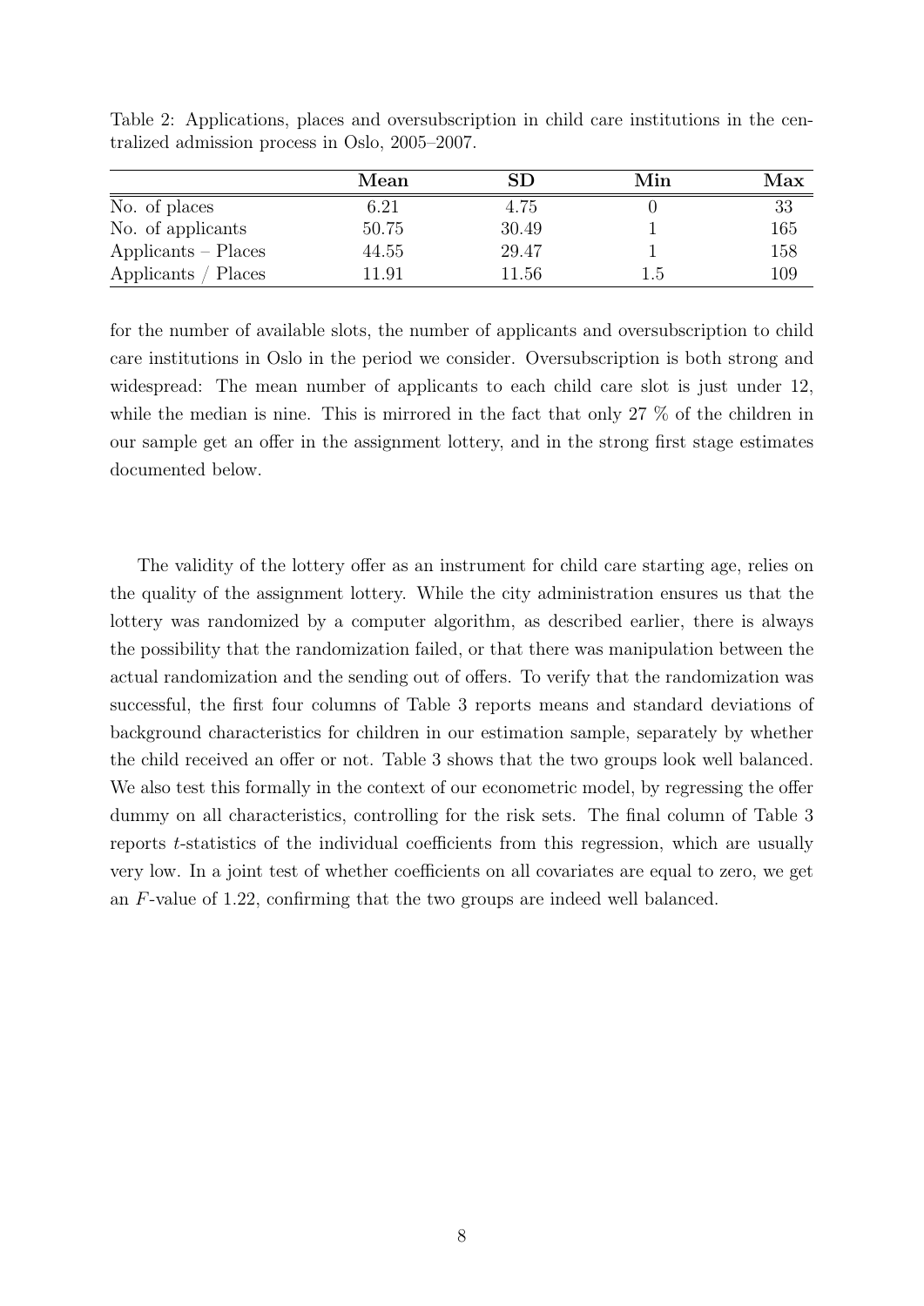Table 2: Applications, places and oversubscription in child care institutions in the centralized admission process in Oslo, 2005–2007.

| | **Mean** | **SD** | **Min** | **Max** |
|---|---|---|---|---|
| No. of places | 6.21 | 4.75 | 0 | 33 |
| No. of applicants | 50.75 | 30.49 | 1 | 165 |
| Applicants – Places | 44.55 | 29.47 | 1 | 158 |
| Applicants / Places | 11.91 | 11.56 | 1.5 | 109 |

for the number of available slots, the number of applicants and oversubscription to child care institutions in Oslo in the period we consider. Oversubscription is both strong and widespread: The mean number of applicants to each child care slot is just under 12, while the median is nine. This is mirrored in the fact that only 27 % of the children in our sample get an offer in the assignment lottery, and in the strong first stage estimates documented below.

The validity of the lottery offer as an instrument for child care starting age, relies on the quality of the assignment lottery. While the city administration ensures us that the lottery was randomized by a computer algorithm, as described earlier, there is always the possibility that the randomization failed, or that there was manipulation between the actual randomization and the sending out of offers. To verify that the randomization was successful, the first four columns of Table 3 reports means and standard deviations of background characteristics for children in our estimation sample, separately by whether the child received an offer or not. Table 3 shows that the two groups look well balanced. We also test this formally in the context of our econometric model, by regressing the offer dummy on all characteristics, controlling for the risk sets. The final column of Table 3 reports $t$-statistics of the individual coefficients from this regression, which are usually very low. In a joint test of whether coefficients on all covariates are equal to zero, we get an $F$-value of 1.22, confirming that the two groups are indeed well balanced.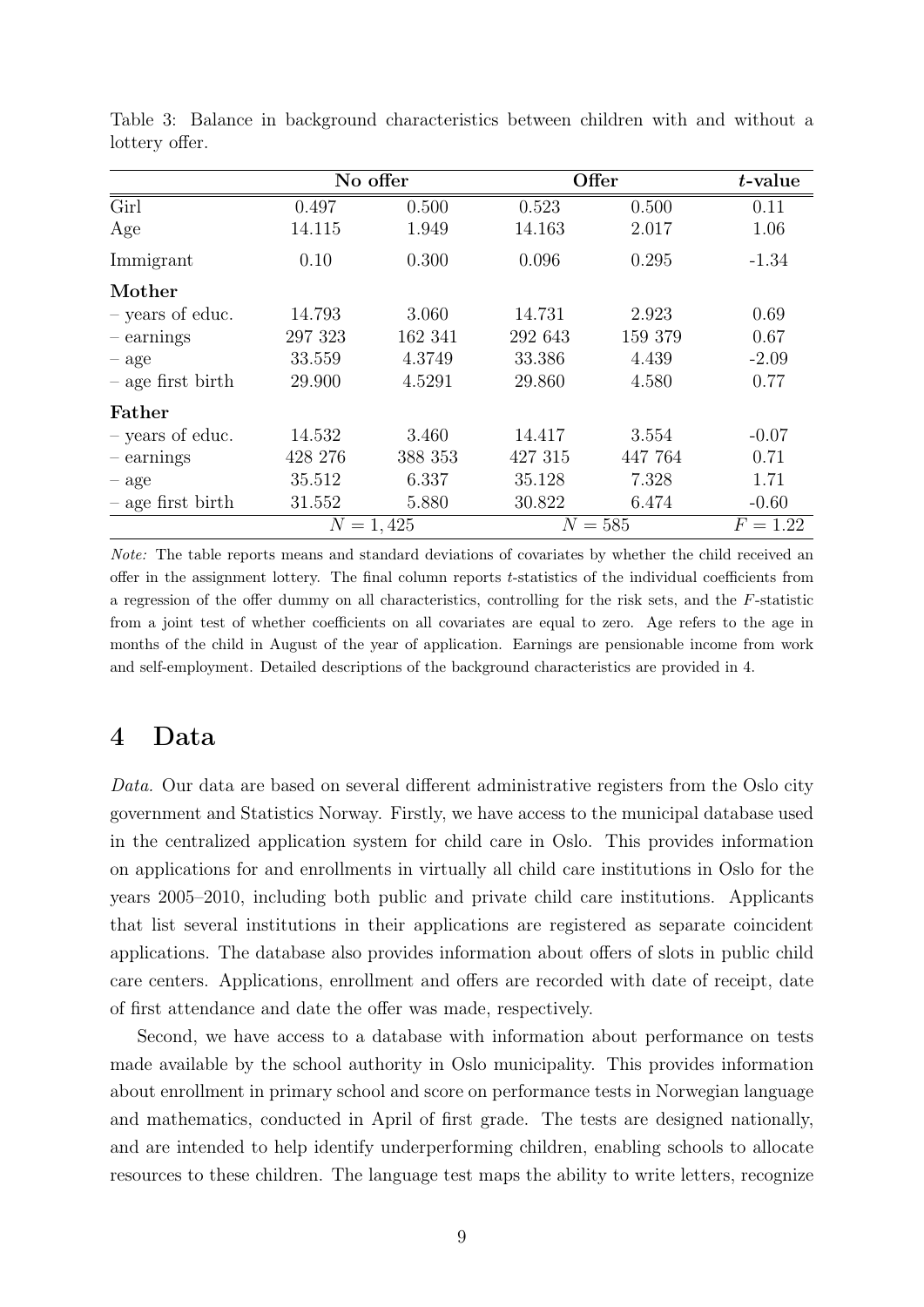Table 3: Balance in background characteristics between children with and without a lottery offer.

| | No offer | | Offer | | *t*-value |
|---|---|---|---|---|---|
| Girl | 0.497 | 0.500 | 0.523 | 0.500 | 0.11 |
| Age | 14.115 | 1.949 | 14.163 | 2.017 | 1.06 |
| Immigrant | 0.10 | 0.300 | 0.096 | 0.295 | -1.34 |
| **Mother** | | | | | |
| – years of educ. | 14.793 | 3.060 | 14.731 | 2.923 | 0.69 |
| – earnings | 297 323 | 162 341 | 292 643 | 159 379 | 0.67 |
| – age | 33.559 | 4.3749 | 33.386 | 4.439 | -2.09 |
| – age first birth | 29.900 | 4.5291 | 29.860 | 4.580 | 0.77 |
| **Father** | | | | | |
| – years of educ. | 14.532 | 3.460 | 14.417 | 3.554 | -0.07 |
| – earnings | 428 276 | 388 353 | 427 315 | 447 764 | 0.71 |
| – age | 35.512 | 6.337 | 35.128 | 7.328 | 1.71 |
| – age first birth | 31.552 | 5.880 | 30.822 | 6.474 | -0.60 |
| | $N = 1,425$ | | $N = 585$ | | $F = 1.22$ |

*Note:* The table reports means and standard deviations of covariates by whether the child received an offer in the assignment lottery. The final column reports *t*-statistics of the individual coefficients from a regression of the offer dummy on all characteristics, controlling for the risk sets, and the *F*-statistic from a joint test of whether coefficients on all covariates are equal to zero. Age refers to the age in months of the child in August of the year of application. Earnings are pensionable income from work and self-employment. Detailed descriptions of the background characteristics are provided in 4.

# 4 Data

*Data.* Our data are based on several different administrative registers from the Oslo city government and Statistics Norway. Firstly, we have access to the municipal database used in the centralized application system for child care in Oslo. This provides information on applications for and enrollments in virtually all child care institutions in Oslo for the years 2005–2010, including both public and private child care institutions. Applicants that list several institutions in their applications are registered as separate coincident applications. The database also provides information about offers of slots in public child care centers. Applications, enrollment and offers are recorded with date of receipt, date of first attendance and date the offer was made, respectively.

Second, we have access to a database with information about performance on tests made available by the school authority in Oslo municipality. This provides information about enrollment in primary school and score on performance tests in Norwegian language and mathematics, conducted in April of first grade. The tests are designed nationally, and are intended to help identify underperforming children, enabling schools to allocate resources to these children. The language test maps the ability to write letters, recognize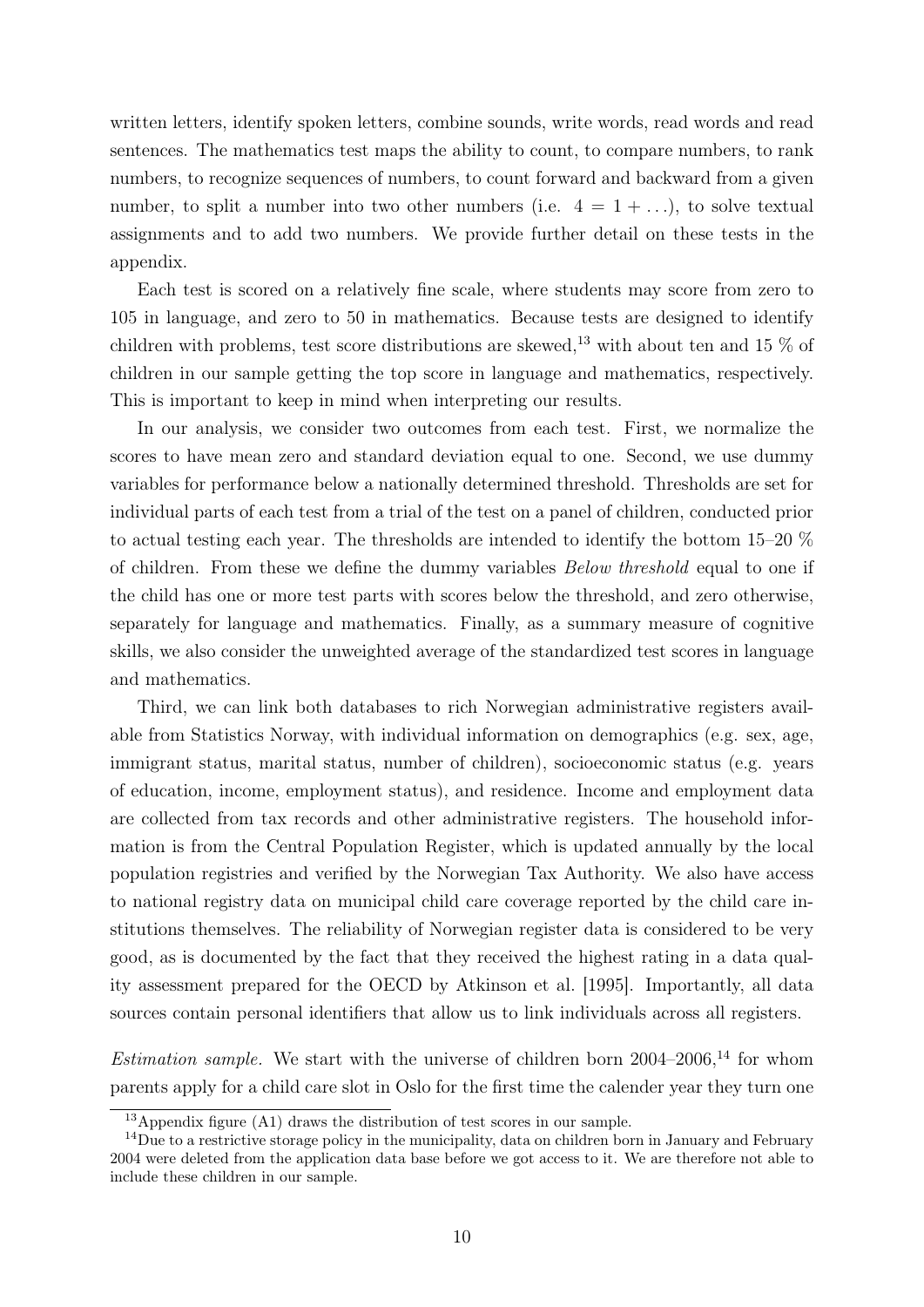written letters, identify spoken letters, combine sounds, write words, read words and read sentences. The mathematics test maps the ability to count, to compare numbers, to rank numbers, to recognize sequences of numbers, to count forward and backward from a given number, to split a number into two other numbers (i.e. $4 = 1 + \ldots$), to solve textual assignments and to add two numbers. We provide further detail on these tests in the appendix.

Each test is scored on a relatively fine scale, where students may score from zero to 105 in language, and zero to 50 in mathematics. Because tests are designed to identify children with problems, test score distributions are skewed,[13] with about ten and 15 % of children in our sample getting the top score in language and mathematics, respectively. This is important to keep in mind when interpreting our results.

In our analysis, we consider two outcomes from each test. First, we normalize the scores to have mean zero and standard deviation equal to one. Second, we use dummy variables for performance below a nationally determined threshold. Thresholds are set for individual parts of each test from a trial of the test on a panel of children, conducted prior to actual testing each year. The thresholds are intended to identify the bottom 15–20 % of children. From these we define the dummy variables *Below threshold* equal to one if the child has one or more test parts with scores below the threshold, and zero otherwise, separately for language and mathematics. Finally, as a summary measure of cognitive skills, we also consider the unweighted average of the standardized test scores in language and mathematics.

Third, we can link both databases to rich Norwegian administrative registers available from Statistics Norway, with individual information on demographics (e.g. sex, age, immigrant status, marital status, number of children), socioeconomic status (e.g. years of education, income, employment status), and residence. Income and employment data are collected from tax records and other administrative registers. The household information is from the Central Population Register, which is updated annually by the local population registries and verified by the Norwegian Tax Authority. We also have access to national registry data on municipal child care coverage reported by the child care institutions themselves. The reliability of Norwegian register data is considered to be very good, as is documented by the fact that they received the highest rating in a data quality assessment prepared for the OECD by Atkinson et al. [1995]. Importantly, all data sources contain personal identifiers that allow us to link individuals across all registers.

*Estimation sample.* We start with the universe of children born 2004–2006,[14] for whom parents apply for a child care slot in Oslo for the first time the calender year they turn one

[13] Appendix figure (A1) draws the distribution of test scores in our sample.

[14] Due to a restrictive storage policy in the municipality, data on children born in January and February 2004 were deleted from the application data base before we got access to it. We are therefore not able to include these children in our sample.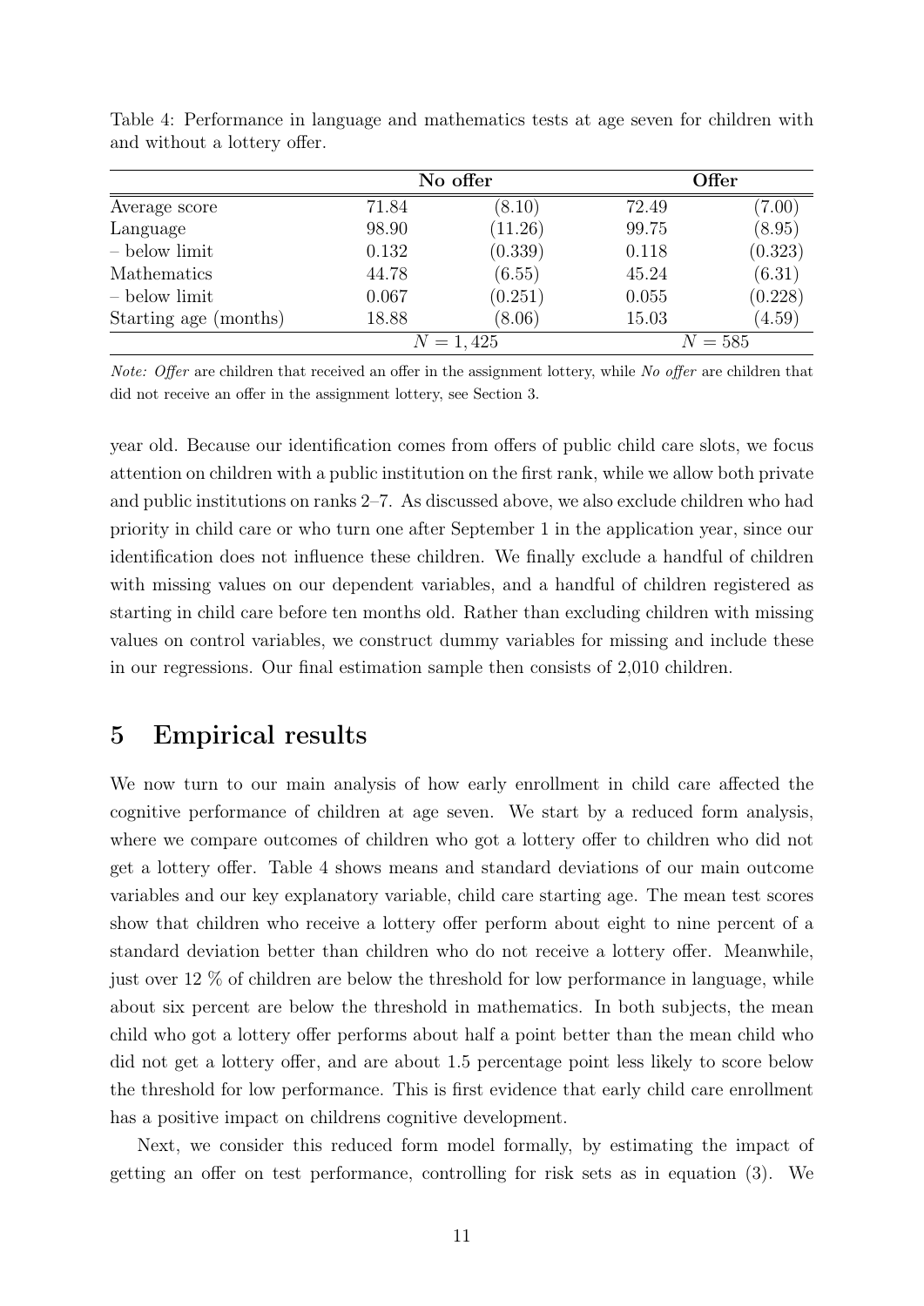Table 4: Performance in language and mathematics tests at age seven for children with and without a lottery offer.

| | **No offer** | | **Offer** | |
|---|---|---|---|---|
| Average score | 71.84 | (8.10) | 72.49 | (7.00) |
| Language | 98.90 | (11.26) | 99.75 | (8.95) |
| – below limit | 0.132 | (0.339) | 0.118 | (0.323) |
| Mathematics | 44.78 | (6.55) | 45.24 | (6.31) |
| – below limit | 0.067 | (0.251) | 0.055 | (0.228) |
| Starting age (months) | 18.88 | (8.06) | 15.03 | (4.59) |
| | $N = 1,425$ | | $N = 585$ | |

*Note: Offer* are children that received an offer in the assignment lottery, while *No offer* are children that did not receive an offer in the assignment lottery, see Section 3.

year old. Because our identification comes from offers of public child care slots, we focus attention on children with a public institution on the first rank, while we allow both private and public institutions on ranks 2–7. As discussed above, we also exclude children who had priority in child care or who turn one after September 1 in the application year, since our identification does not influence these children. We finally exclude a handful of children with missing values on our dependent variables, and a handful of children registered as starting in child care before ten months old. Rather than excluding children with missing values on control variables, we construct dummy variables for missing and include these in our regressions. Our final estimation sample then consists of 2,010 children.

# 5 Empirical results

We now turn to our main analysis of how early enrollment in child care affected the cognitive performance of children at age seven. We start by a reduced form analysis, where we compare outcomes of children who got a lottery offer to children who did not get a lottery offer. Table 4 shows means and standard deviations of our main outcome variables and our key explanatory variable, child care starting age. The mean test scores show that children who receive a lottery offer perform about eight to nine percent of a standard deviation better than children who do not receive a lottery offer. Meanwhile, just over 12 % of children are below the threshold for low performance in language, while about six percent are below the threshold in mathematics. In both subjects, the mean child who got a lottery offer performs about half a point better than the mean child who did not get a lottery offer, and are about 1.5 percentage point less likely to score below the threshold for low performance. This is first evidence that early child care enrollment has a positive impact on childrens cognitive development.

Next, we consider this reduced form model formally, by estimating the impact of getting an offer on test performance, controlling for risk sets as in equation (3). We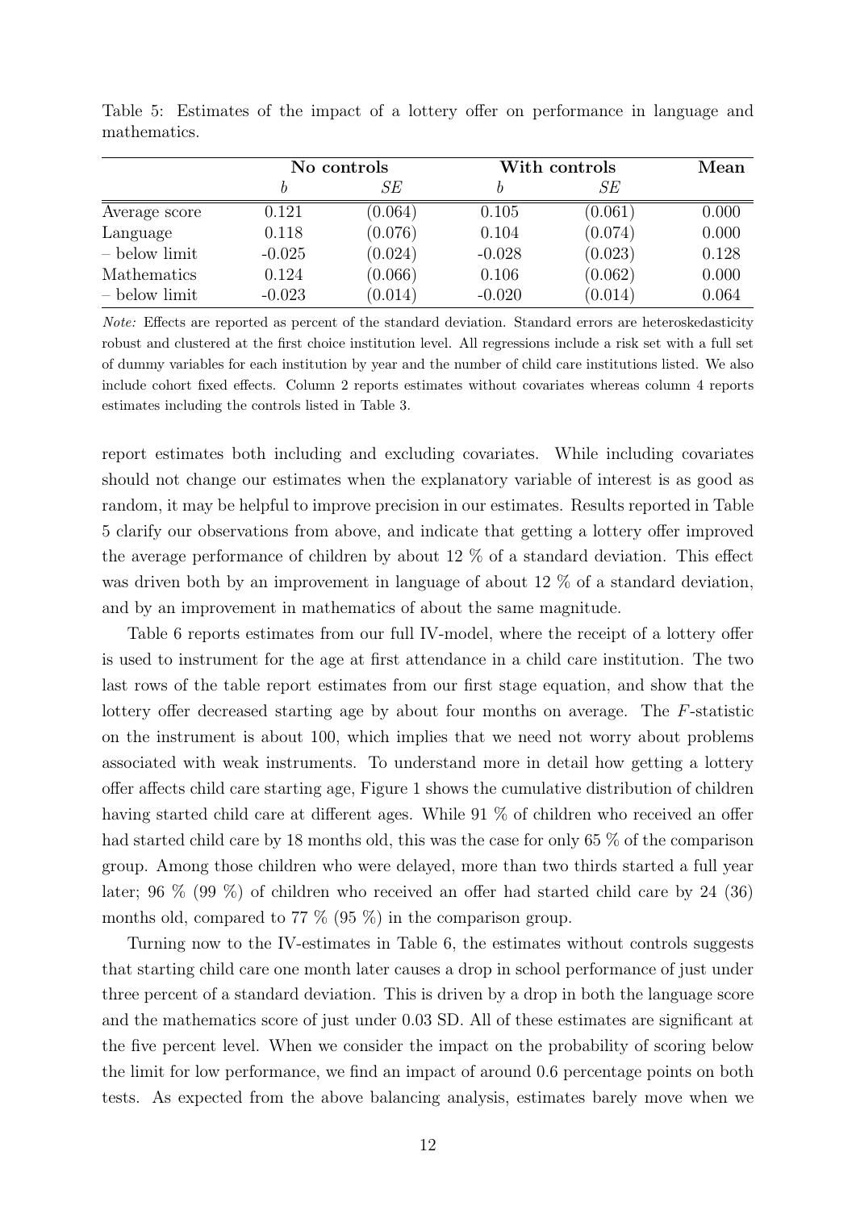Table 5: Estimates of the impact of a lottery offer on performance in language and mathematics.

| | No controls | | With controls | | Mean |
|---|---|---|---|---|---|
| | *b* | *SE* | *b* | *SE* | |
| Average score | 0.121 | (0.064) | 0.105 | (0.061) | 0.000 |
| Language | 0.118 | (0.076) | 0.104 | (0.074) | 0.000 |
| – below limit | -0.025 | (0.024) | -0.028 | (0.023) | 0.128 |
| Mathematics | 0.124 | (0.066) | 0.106 | (0.062) | 0.000 |
| – below limit | -0.023 | (0.014) | -0.020 | (0.014) | 0.064 |

*Note:* Effects are reported as percent of the standard deviation. Standard errors are heteroskedasticity robust and clustered at the first choice institution level. All regressions include a risk set with a full set of dummy variables for each institution by year and the number of child care institutions listed. We also include cohort fixed effects. Column 2 reports estimates without covariates whereas column 4 reports estimates including the controls listed in Table 3.

report estimates both including and excluding covariates. While including covariates should not change our estimates when the explanatory variable of interest is as good as random, it may be helpful to improve precision in our estimates. Results reported in Table 5 clarify our observations from above, and indicate that getting a lottery offer improved the average performance of children by about 12 % of a standard deviation. This effect was driven both by an improvement in language of about 12 % of a standard deviation, and by an improvement in mathematics of about the same magnitude.

Table 6 reports estimates from our full IV-model, where the receipt of a lottery offer is used to instrument for the age at first attendance in a child care institution. The two last rows of the table report estimates from our first stage equation, and show that the lottery offer decreased starting age by about four months on average. The $F$-statistic on the instrument is about 100, which implies that we need not worry about problems associated with weak instruments. To understand more in detail how getting a lottery offer affects child care starting age, Figure 1 shows the cumulative distribution of children having started child care at different ages. While 91 % of children who received an offer had started child care by 18 months old, this was the case for only 65 % of the comparison group. Among those children who were delayed, more than two thirds started a full year later; 96 % (99 %) of children who received an offer had started child care by 24 (36) months old, compared to 77 % (95 %) in the comparison group.

Turning now to the IV-estimates in Table 6, the estimates without controls suggests that starting child care one month later causes a drop in school performance of just under three percent of a standard deviation. This is driven by a drop in both the language score and the mathematics score of just under 0.03 SD. All of these estimates are significant at the five percent level. When we consider the impact on the probability of scoring below the limit for low performance, we find an impact of around 0.6 percentage points on both tests. As expected from the above balancing analysis, estimates barely move when we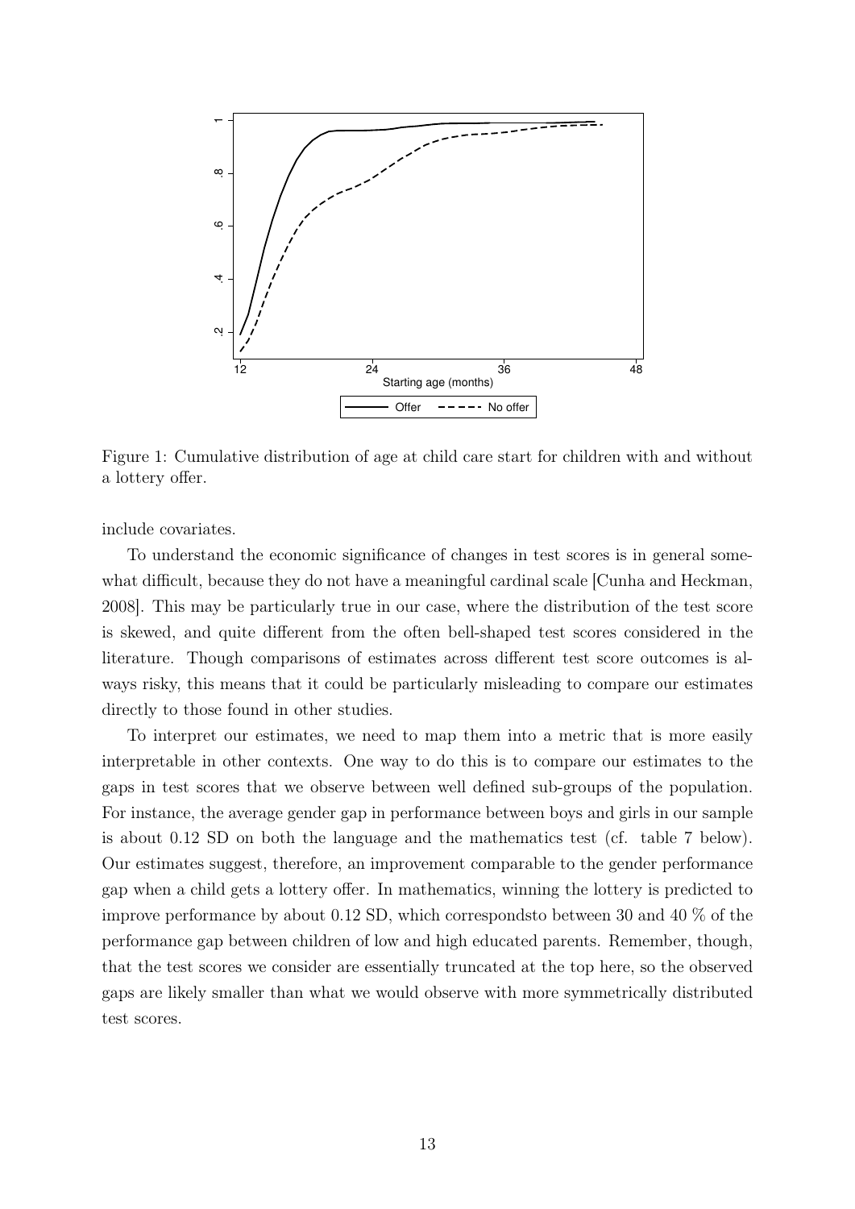Figure 1: Cumulative distribution of age at child care start for children with and without a lottery offer.

include covariates.

To understand the economic significance of changes in test scores is in general somewhat difficult, because they do not have a meaningful cardinal scale [Cunha and Heckman, 2008]. This may be particularly true in our case, where the distribution of the test score is skewed, and quite different from the often bell-shaped test scores considered in the literature. Though comparisons of estimates across different test score outcomes is always risky, this means that it could be particularly misleading to compare our estimates directly to those found in other studies.

To interpret our estimates, we need to map them into a metric that is more easily interpretable in other contexts. One way to do this is to compare our estimates to the gaps in test scores that we observe between well defined sub-groups of the population. For instance, the average gender gap in performance between boys and girls in our sample is about 0.12 SD on both the language and the mathematics test (cf. table 7 below). Our estimates suggest, therefore, an improvement comparable to the gender performance gap when a child gets a lottery offer. In mathematics, winning the lottery is predicted to improve performance by about 0.12 SD, which correspondsto between 30 and 40 % of the performance gap between children of low and high educated parents. Remember, though, that the test scores we consider are essentially truncated at the top here, so the observed gaps are likely smaller than what we would observe with more symmetrically distributed test scores.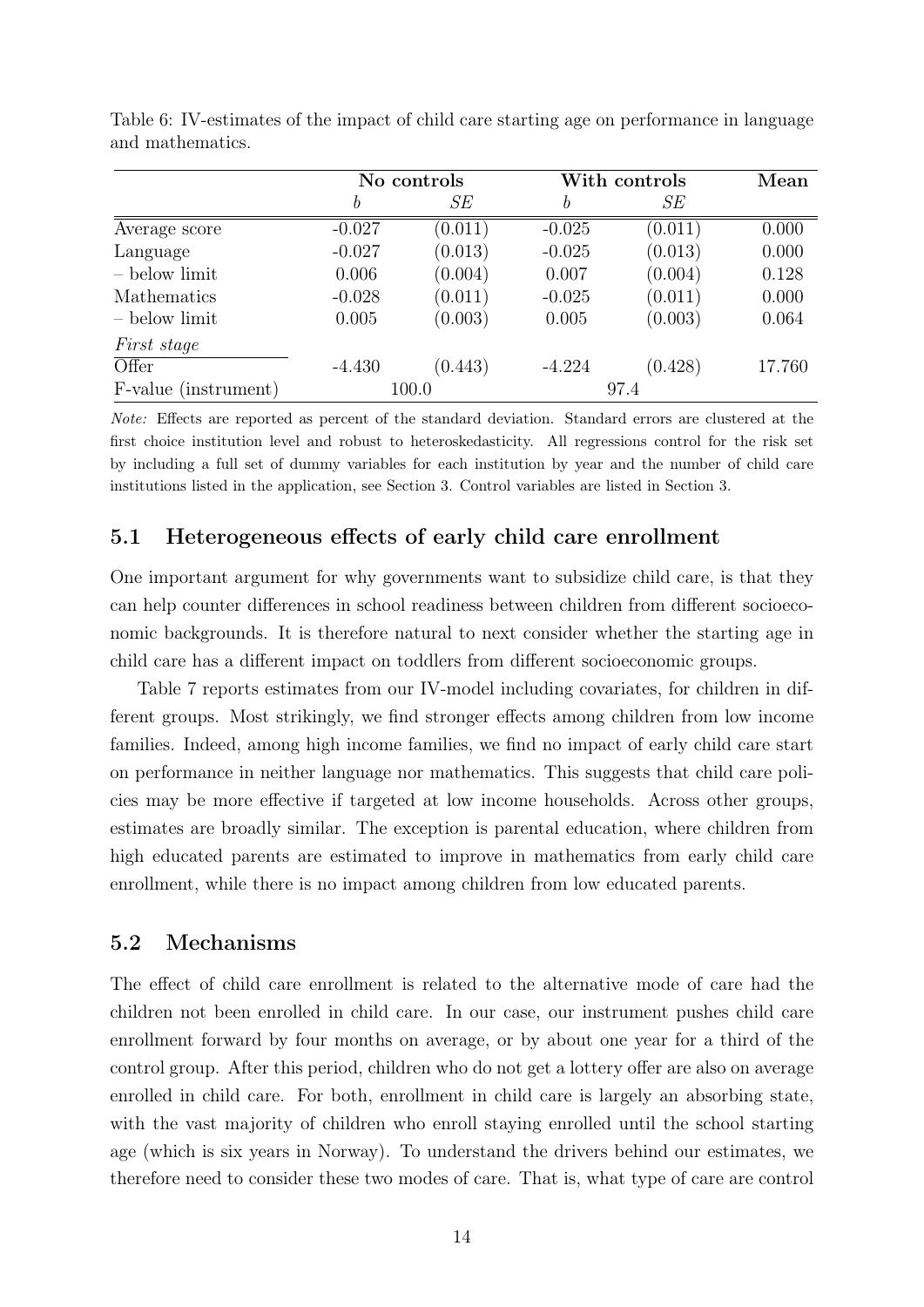Table 6: IV-estimates of the impact of child care starting age on performance in language and mathematics.

| | No controls | | With controls | | Mean |
|---|---|---|---|---|---|
| | *b* | *SE* | *b* | *SE* | |
| Average score | -0.027 | (0.011) | -0.025 | (0.011) | 0.000 |
| Language | -0.027 | (0.013) | -0.025 | (0.013) | 0.000 |
| – below limit | 0.006 | (0.004) | 0.007 | (0.004) | 0.128 |
| Mathematics | -0.028 | (0.011) | -0.025 | (0.011) | 0.000 |
| – below limit | 0.005 | (0.003) | 0.005 | (0.003) | 0.064 |
| *First stage* | | | | | |
| Offer | -4.430 | (0.443) | -4.224 | (0.428) | 17.760 |
| F-value (instrument) | 100.0 | | 97.4 | | |

*Note:* Effects are reported as percent of the standard deviation. Standard errors are clustered at the first choice institution level and robust to heteroskedasticity. All regressions control for the risk set by including a full set of dummy variables for each institution by year and the number of child care institutions listed in the application, see Section 3. Control variables are listed in Section 3.

## 5.1 Heterogeneous effects of early child care enrollment

One important argument for why governments want to subsidize child care, is that they can help counter differences in school readiness between children from different socioeconomic backgrounds. It is therefore natural to next consider whether the starting age in child care has a different impact on toddlers from different socioeconomic groups.

Table 7 reports estimates from our IV-model including covariates, for children in different groups. Most strikingly, we find stronger effects among children from low income families. Indeed, among high income families, we find no impact of early child care start on performance in neither language nor mathematics. This suggests that child care policies may be more effective if targeted at low income households. Across other groups, estimates are broadly similar. The exception is parental education, where children from high educated parents are estimated to improve in mathematics from early child care enrollment, while there is no impact among children from low educated parents.

## 5.2 Mechanisms

The effect of child care enrollment is related to the alternative mode of care had the children not been enrolled in child care. In our case, our instrument pushes child care enrollment forward by four months on average, or by about one year for a third of the control group. After this period, children who do not get a lottery offer are also on average enrolled in child care. For both, enrollment in child care is largely an absorbing state, with the vast majority of children who enroll staying enrolled until the school starting age (which is six years in Norway). To understand the drivers behind our estimates, we therefore need to consider these two modes of care. That is, what type of care are control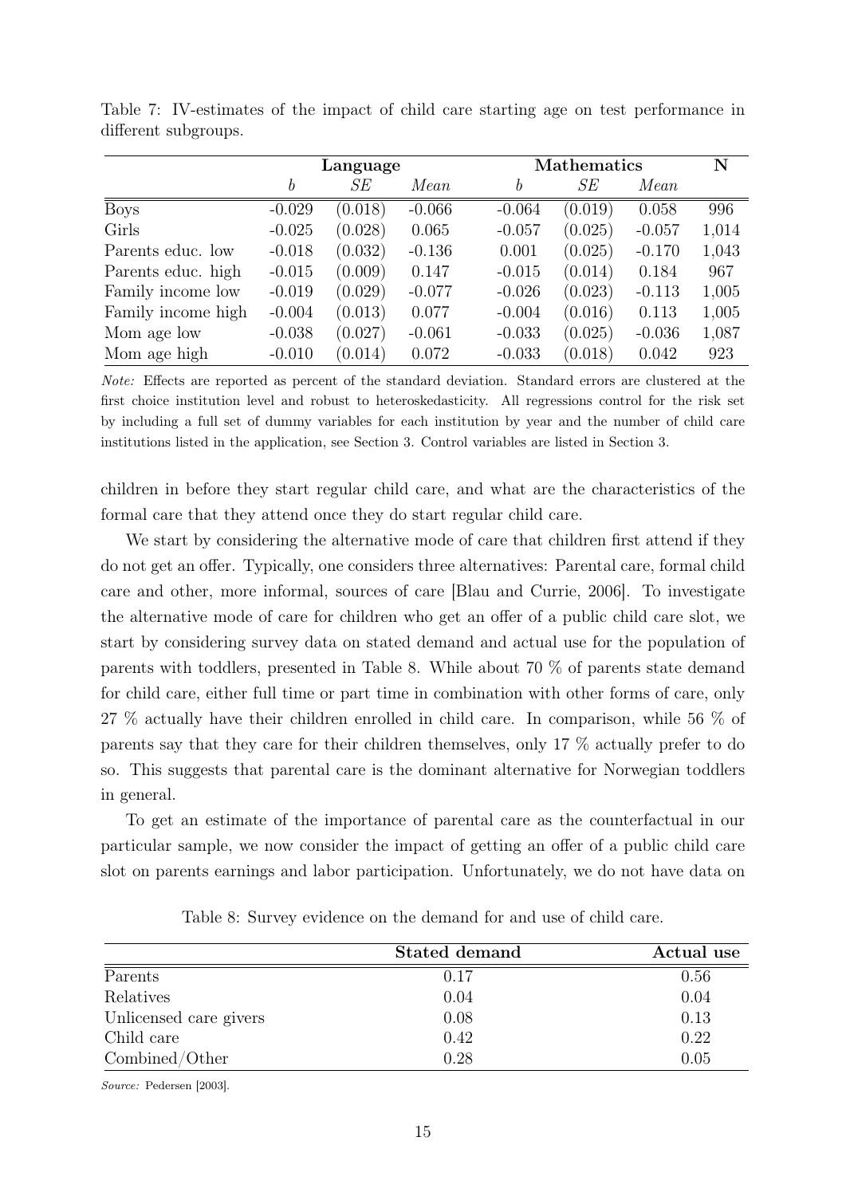Table 7: IV-estimates of the impact of child care starting age on test performance in different subgroups.

| | Language | | | Mathematics | | | N |
|---|---|---|---|---|---|---|---|
| | *b* | *SE* | *Mean* | *b* | *SE* | *Mean* | |
| Boys | -0.029 | (0.018) | -0.066 | -0.064 | (0.019) | 0.058 | 996 |
| Girls | -0.025 | (0.028) | 0.065 | -0.057 | (0.025) | -0.057 | 1,014 |
| Parents educ. low | -0.018 | (0.032) | -0.136 | 0.001 | (0.025) | -0.170 | 1,043 |
| Parents educ. high | -0.015 | (0.009) | 0.147 | -0.015 | (0.014) | 0.184 | 967 |
| Family income low | -0.019 | (0.029) | -0.077 | -0.026 | (0.023) | -0.113 | 1,005 |
| Family income high | -0.004 | (0.013) | 0.077 | -0.004 | (0.016) | 0.113 | 1,005 |
| Mom age low | -0.038 | (0.027) | -0.061 | -0.033 | (0.025) | -0.036 | 1,087 |
| Mom age high | -0.010 | (0.014) | 0.072 | -0.033 | (0.018) | 0.042 | 923 |

*Note:* Effects are reported as percent of the standard deviation. Standard errors are clustered at the first choice institution level and robust to heteroskedasticity. All regressions control for the risk set by including a full set of dummy variables for each institution by year and the number of child care institutions listed in the application, see Section 3. Control variables are listed in Section 3.

children in before they start regular child care, and what are the characteristics of the formal care that they attend once they do start regular child care.

We start by considering the alternative mode of care that children first attend if they do not get an offer. Typically, one considers three alternatives: Parental care, formal child care and other, more informal, sources of care [Blau and Currie, 2006]. To investigate the alternative mode of care for children who get an offer of a public child care slot, we start by considering survey data on stated demand and actual use for the population of parents with toddlers, presented in Table 8. While about 70 % of parents state demand for child care, either full time or part time in combination with other forms of care, only 27 % actually have their children enrolled in child care. In comparison, while 56 % of parents say that they care for their children themselves, only 17 % actually prefer to do so. This suggests that parental care is the dominant alternative for Norwegian toddlers in general.

To get an estimate of the importance of parental care as the counterfactual in our particular sample, we now consider the impact of getting an offer of a public child care slot on parents earnings and labor participation. Unfortunately, we do not have data on

Table 8: Survey evidence on the demand for and use of child care.

| | Stated demand | Actual use |
|---|---|---|
| Parents | 0.17 | 0.56 |
| Relatives | 0.04 | 0.04 |
| Unlicensed care givers | 0.08 | 0.13 |
| Child care | 0.42 | 0.22 |
| Combined/Other | 0.28 | 0.05 |

*Source:* Pedersen [2003].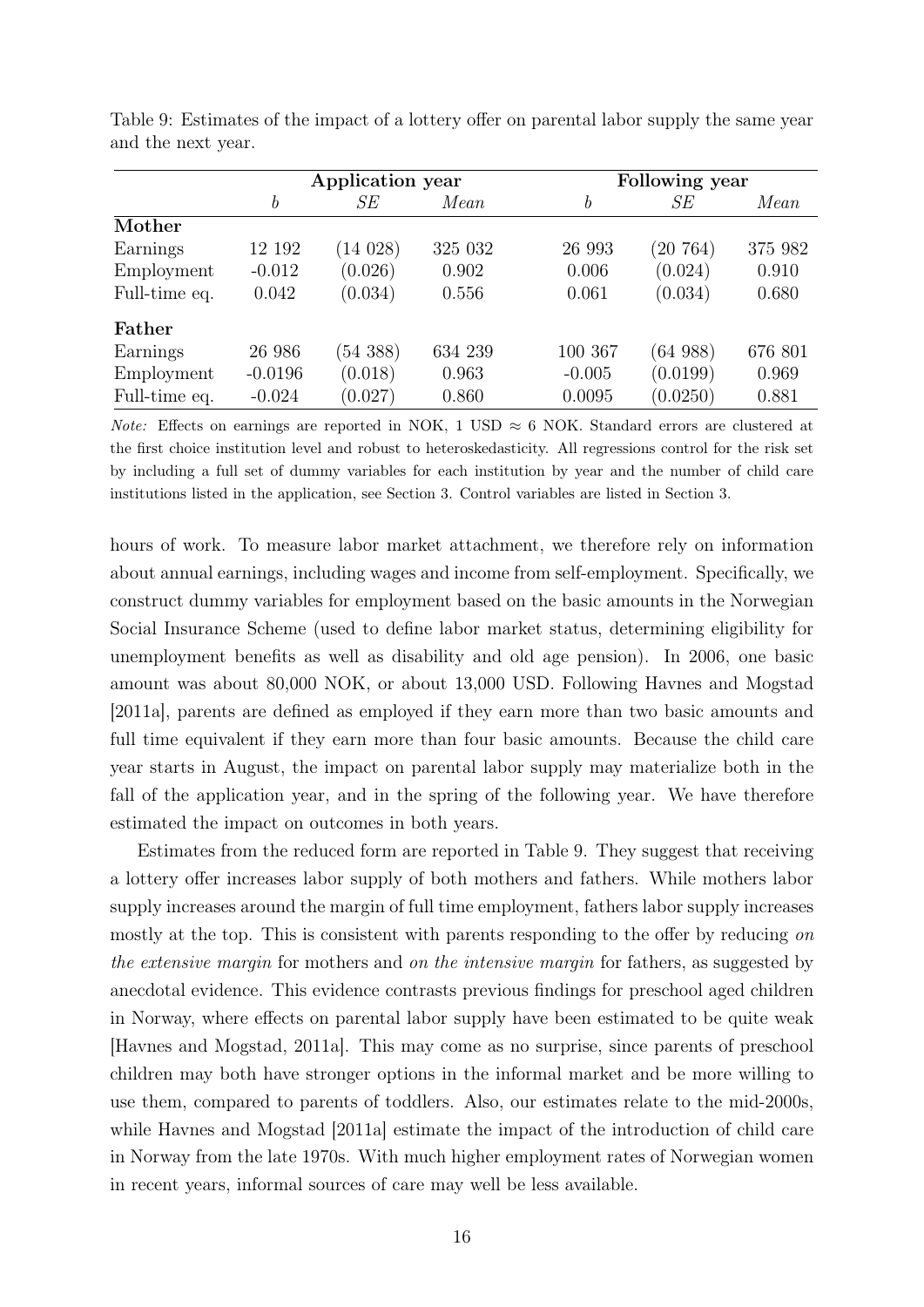Table 9: Estimates of the impact of a lottery offer on parental labor supply the same year and the next year.

| | Application year | | | Following year | | |
|---|---|---|---|---|---|---|
| | *b* | *SE* | *Mean* | *b* | *SE* | *Mean* |
| **Mother** | | | | | | |
| Earnings | 12 192 | (14 028) | 325 032 | 26 993 | (20 764) | 375 982 |
| Employment | -0.012 | (0.026) | 0.902 | 0.006 | (0.024) | 0.910 |
| Full-time eq. | 0.042 | (0.034) | 0.556 | 0.061 | (0.034) | 0.680 |
| **Father** | | | | | | |
| Earnings | 26 986 | (54 388) | 634 239 | 100 367 | (64 988) | 676 801 |
| Employment | -0.0196 | (0.018) | 0.963 | -0.005 | (0.0199) | 0.969 |
| Full-time eq. | -0.024 | (0.027) | 0.860 | 0.0095 | (0.0250) | 0.881 |

*Note:* Effects on earnings are reported in NOK, 1 USD $\approx$ 6 NOK. Standard errors are clustered at the first choice institution level and robust to heteroskedasticity. All regressions control for the risk set by including a full set of dummy variables for each institution by year and the number of child care institutions listed in the application, see Section 3. Control variables are listed in Section 3.

hours of work. To measure labor market attachment, we therefore rely on information about annual earnings, including wages and income from self-employment. Specifically, we construct dummy variables for employment based on the basic amounts in the Norwegian Social Insurance Scheme (used to define labor market status, determining eligibility for unemployment benefits as well as disability and old age pension). In 2006, one basic amount was about 80,000 NOK, or about 13,000 USD. Following Havnes and Mogstad [2011a], parents are defined as employed if they earn more than two basic amounts and full time equivalent if they earn more than four basic amounts. Because the child care year starts in August, the impact on parental labor supply may materialize both in the fall of the application year, and in the spring of the following year. We have therefore estimated the impact on outcomes in both years.

Estimates from the reduced form are reported in Table 9. They suggest that receiving a lottery offer increases labor supply of both mothers and fathers. While mothers labor supply increases around the margin of full time employment, fathers labor supply increases mostly at the top. This is consistent with parents responding to the offer by reducing *on the extensive margin* for mothers and *on the intensive margin* for fathers, as suggested by anecdotal evidence. This evidence contrasts previous findings for preschool aged children in Norway, where effects on parental labor supply have been estimated to be quite weak [Havnes and Mogstad, 2011a]. This may come as no surprise, since parents of preschool children may both have stronger options in the informal market and be more willing to use them, compared to parents of toddlers. Also, our estimates relate to the mid-2000s, while Havnes and Mogstad [2011a] estimate the impact of the introduction of child care in Norway from the late 1970s. With much higher employment rates of Norwegian women in recent years, informal sources of care may well be less available.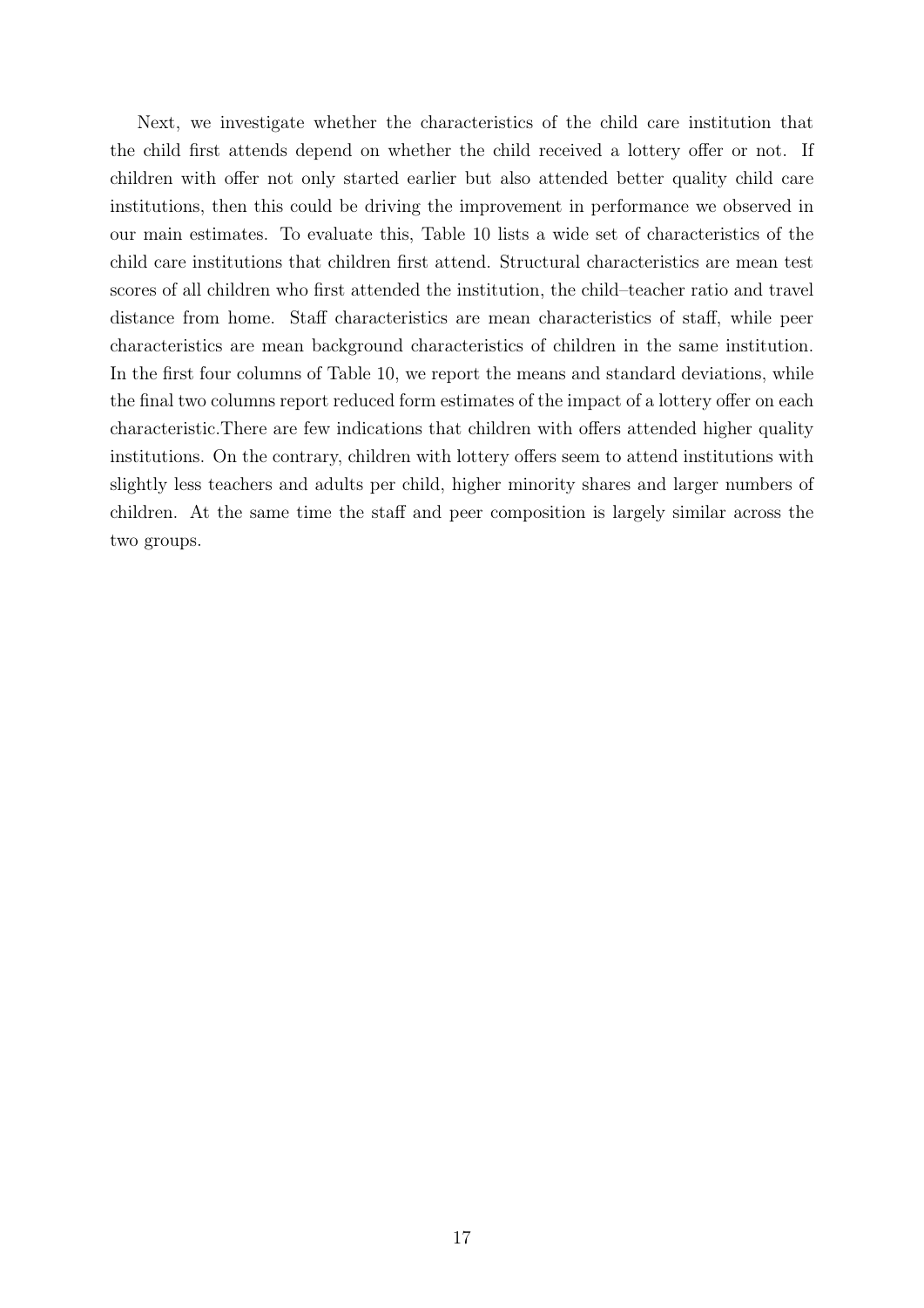Next, we investigate whether the characteristics of the child care institution that the child first attends depend on whether the child received a lottery offer or not. If children with offer not only started earlier but also attended better quality child care institutions, then this could be driving the improvement in performance we observed in our main estimates. To evaluate this, Table 10 lists a wide set of characteristics of the child care institutions that children first attend. Structural characteristics are mean test scores of all children who first attended the institution, the child–teacher ratio and travel distance from home. Staff characteristics are mean characteristics of staff, while peer characteristics are mean background characteristics of children in the same institution. In the first four columns of Table 10, we report the means and standard deviations, while the final two columns report reduced form estimates of the impact of a lottery offer on each characteristic.There are few indications that children with offers attended higher quality institutions. On the contrary, children with lottery offers seem to attend institutions with slightly less teachers and adults per child, higher minority shares and larger numbers of children. At the same time the staff and peer composition is largely similar across the two groups.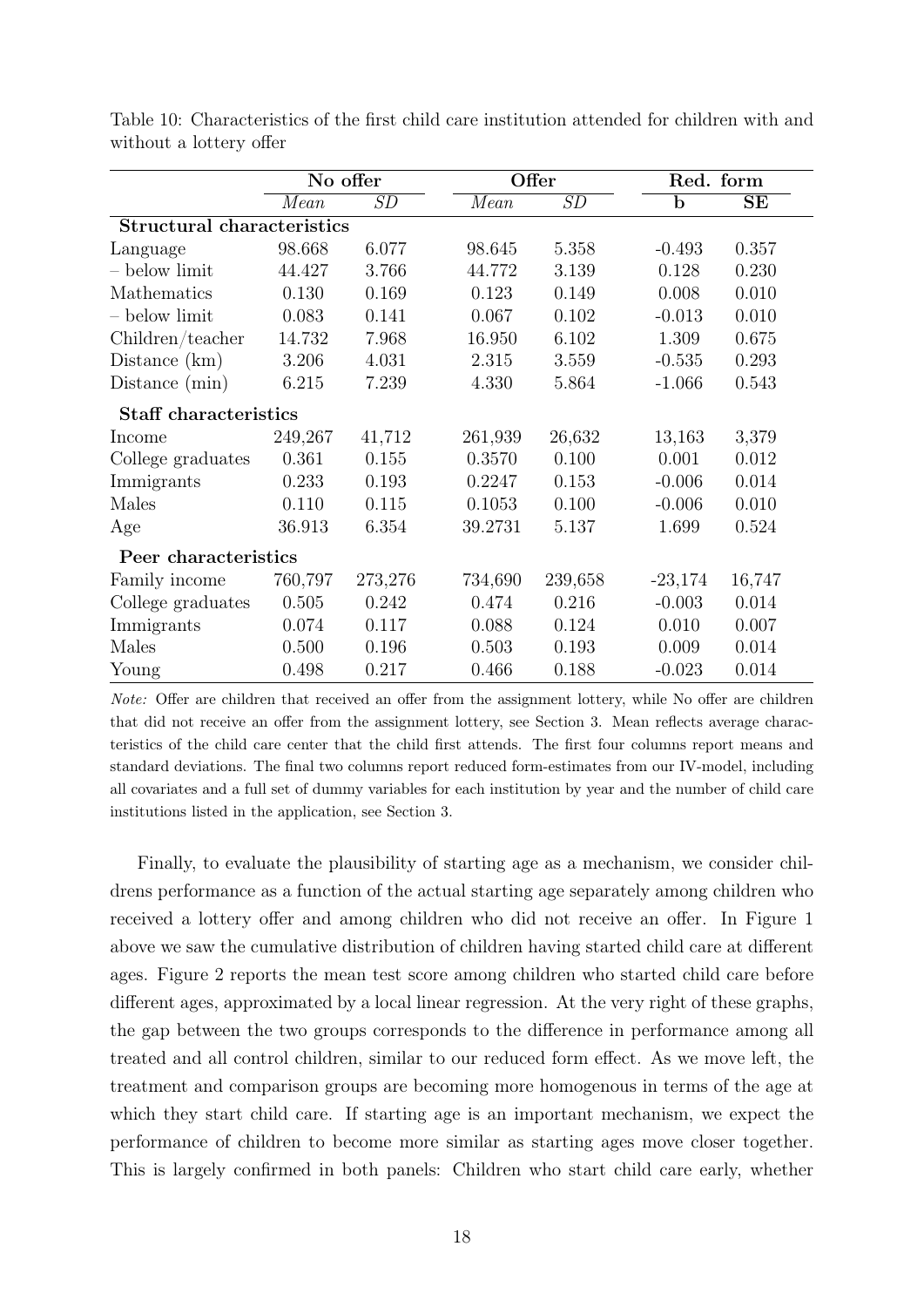Table 10: Characteristics of the first child care institution attended for children with and without a lottery offer

| | No offer | | Offer | | Red. form | |
|---|---|---|---|---|---|---|
| | *Mean* | *SD* | *Mean* | *SD* | **b** | **SE** |
| **Structural characteristics** | | | | | | |
| Language | 98.668 | 6.077 | 98.645 | 5.358 | -0.493 | 0.357 |
| – below limit | 44.427 | 3.766 | 44.772 | 3.139 | 0.128 | 0.230 |
| Mathematics | 0.130 | 0.169 | 0.123 | 0.149 | 0.008 | 0.010 |
| – below limit | 0.083 | 0.141 | 0.067 | 0.102 | -0.013 | 0.010 |
| Children/teacher | 14.732 | 7.968 | 16.950 | 6.102 | 1.309 | 0.675 |
| Distance (km) | 3.206 | 4.031 | 2.315 | 3.559 | -0.535 | 0.293 |
| Distance (min) | 6.215 | 7.239 | 4.330 | 5.864 | -1.066 | 0.543 |
| **Staff characteristics** | | | | | | |
| Income | 249,267 | 41,712 | 261,939 | 26,632 | 13,163 | 3,379 |
| College graduates | 0.361 | 0.155 | 0.3570 | 0.100 | 0.001 | 0.012 |
| Immigrants | 0.233 | 0.193 | 0.2247 | 0.153 | -0.006 | 0.014 |
| Males | 0.110 | 0.115 | 0.1053 | 0.100 | -0.006 | 0.010 |
| Age | 36.913 | 6.354 | 39.2731 | 5.137 | 1.699 | 0.524 |
| **Peer characteristics** | | | | | | |
| Family income | 760,797 | 273,276 | 734,690 | 239,658 | -23,174 | 16,747 |
| College graduates | 0.505 | 0.242 | 0.474 | 0.216 | -0.003 | 0.014 |
| Immigrants | 0.074 | 0.117 | 0.088 | 0.124 | 0.010 | 0.007 |
| Males | 0.500 | 0.196 | 0.503 | 0.193 | 0.009 | 0.014 |
| Young | 0.498 | 0.217 | 0.466 | 0.188 | -0.023 | 0.014 |

*Note:* Offer are children that received an offer from the assignment lottery, while No offer are children that did not receive an offer from the assignment lottery, see Section 3. Mean reflects average characteristics of the child care center that the child first attends. The first four columns report means and standard deviations. The final two columns report reduced form-estimates from our IV-model, including all covariates and a full set of dummy variables for each institution by year and the number of child care institutions listed in the application, see Section 3.

Finally, to evaluate the plausibility of starting age as a mechanism, we consider childrens performance as a function of the actual starting age separately among children who received a lottery offer and among children who did not receive an offer. In Figure 1 above we saw the cumulative distribution of children having started child care at different ages. Figure 2 reports the mean test score among children who started child care before different ages, approximated by a local linear regression. At the very right of these graphs, the gap between the two groups corresponds to the difference in performance among all treated and all control children, similar to our reduced form effect. As we move left, the treatment and comparison groups are becoming more homogenous in terms of the age at which they start child care. If starting age is an important mechanism, we expect the performance of children to become more similar as starting ages move closer together. This is largely confirmed in both panels: Children who start child care early, whether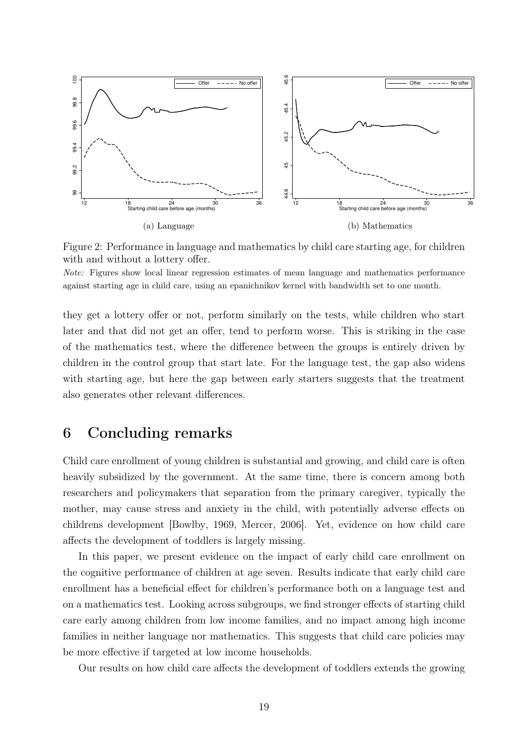(a) Language

(b) Mathematics

Figure 2: Performance in language and mathematics by child care starting age, for children with and without a lottery offer.

*Note:* Figures show local linear regression estimates of mean language and mathematics performance against starting age in child care, using an epanichnikov kernel with bandwidth set to one month.

they get a lottery offer or not, perform similarly on the tests, while children who start later and that did not get an offer, tend to perform worse. This is striking in the case of the mathematics test, where the difference between the groups is entirely driven by children in the control group that start late. For the language test, the gap also widens with starting age, but here the gap between early starters suggests that the treatment also generates other relevant differences.

# 6 Concluding remarks

Child care enrollment of young children is substantial and growing, and child care is often heavily subsidized by the government. At the same time, there is concern among both researchers and policymakers that separation from the primary caregiver, typically the mother, may cause stress and anxiety in the child, with potentially adverse effects on childrens development [Bowlby, 1969, Mercer, 2006]. Yet, evidence on how child care affects the development of toddlers is largely missing.

In this paper, we present evidence on the impact of early child care enrollment on the cognitive performance of children at age seven. Results indicate that early child care enrollment has a beneficial effect for children's performance both on a language test and on a mathematics test. Looking across subgroups, we find stronger effects of starting child care early among children from low income families, and no impact among high income families in neither language nor mathematics. This suggests that child care policies may be more effective if targeted at low income households.

Our results on how child care affects the development of toddlers extends the growing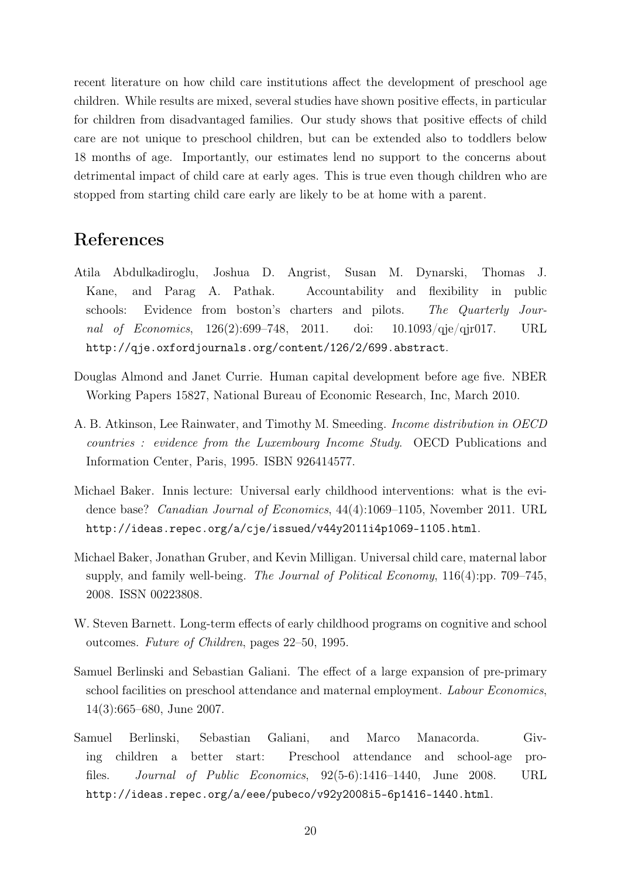recent literature on how child care institutions affect the development of preschool age children. While results are mixed, several studies have shown positive effects, in particular for children from disadvantaged families. Our study shows that positive effects of child care are not unique to preschool children, but can be extended also to toddlers below 18 months of age. Importantly, our estimates lend no support to the concerns about detrimental impact of child care at early ages. This is true even though children who are stopped from starting child care early are likely to be at home with a parent.

# References

Atila Abdulkadiroglu, Joshua D. Angrist, Susan M. Dynarski, Thomas J. Kane, and Parag A. Pathak. Accountability and flexibility in public schools: Evidence from boston's charters and pilots. *The Quarterly Journal of Economics*, 126(2):699–748, 2011. doi: 10.1093/qje/qjr017. URL `http://qje.oxfordjournals.org/content/126/2/699.abstract`.

Douglas Almond and Janet Currie. Human capital development before age five. NBER Working Papers 15827, National Bureau of Economic Research, Inc, March 2010.

A. B. Atkinson, Lee Rainwater, and Timothy M. Smeeding. *Income distribution in OECD countries : evidence from the Luxembourg Income Study*. OECD Publications and Information Center, Paris, 1995. ISBN 926414577.

Michael Baker. Innis lecture: Universal early childhood interventions: what is the evidence base? *Canadian Journal of Economics*, 44(4):1069–1105, November 2011. URL `http://ideas.repec.org/a/cje/issued/v44y2011i4p1069-1105.html`.

Michael Baker, Jonathan Gruber, and Kevin Milligan. Universal child care, maternal labor supply, and family well-being. *The Journal of Political Economy*, 116(4):pp. 709–745, 2008. ISSN 00223808.

W. Steven Barnett. Long-term effects of early childhood programs on cognitive and school outcomes. *Future of Children*, pages 22–50, 1995.

Samuel Berlinski and Sebastian Galiani. The effect of a large expansion of pre-primary school facilities on preschool attendance and maternal employment. *Labour Economics*, 14(3):665–680, June 2007.

Samuel Berlinski, Sebastian Galiani, and Marco Manacorda. Giving children a better start: Preschool attendance and school-age profiles. *Journal of Public Economics*, 92(5-6):1416–1440, June 2008. URL `http://ideas.repec.org/a/eee/pubeco/v92y2008i5-6p1416-1440.html`.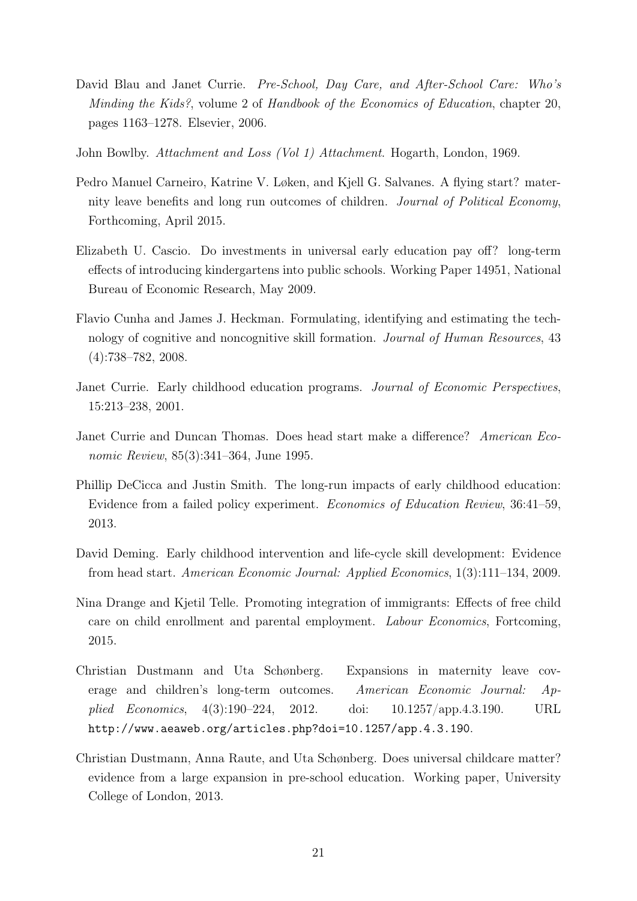David Blau and Janet Currie. *Pre-School, Day Care, and After-School Care: Who's Minding the Kids?*, volume 2 of *Handbook of the Economics of Education*, chapter 20, pages 1163–1278. Elsevier, 2006.

John Bowlby. *Attachment and Loss (Vol 1) Attachment*. Hogarth, London, 1969.

Pedro Manuel Carneiro, Katrine V. Løken, and Kjell G. Salvanes. A flying start? maternity leave benefits and long run outcomes of children. *Journal of Political Economy*, Forthcoming, April 2015.

Elizabeth U. Cascio. Do investments in universal early education pay off? long-term effects of introducing kindergartens into public schools. Working Paper 14951, National Bureau of Economic Research, May 2009.

Flavio Cunha and James J. Heckman. Formulating, identifying and estimating the technology of cognitive and noncognitive skill formation. *Journal of Human Resources*, 43 (4):738–782, 2008.

Janet Currie. Early childhood education programs. *Journal of Economic Perspectives*, 15:213–238, 2001.

Janet Currie and Duncan Thomas. Does head start make a difference? *American Economic Review*, 85(3):341–364, June 1995.

Phillip DeCicca and Justin Smith. The long-run impacts of early childhood education: Evidence from a failed policy experiment. *Economics of Education Review*, 36:41–59, 2013.

David Deming. Early childhood intervention and life-cycle skill development: Evidence from head start. *American Economic Journal: Applied Economics*, 1(3):111–134, 2009.

Nina Drange and Kjetil Telle. Promoting integration of immigrants: Effects of free child care on child enrollment and parental employment. *Labour Economics*, Fortcoming, 2015.

Christian Dustmann and Uta Schønberg. Expansions in maternity leave coverage and children's long-term outcomes. *American Economic Journal: Applied Economics*, 4(3):190–224, 2012. doi: 10.1257/app.4.3.190. URL http://www.aeaweb.org/articles.php?doi=10.1257/app.4.3.190.

Christian Dustmann, Anna Raute, and Uta Schønberg. Does universal childcare matter? evidence from a large expansion in pre-school education. Working paper, University College of London, 2013.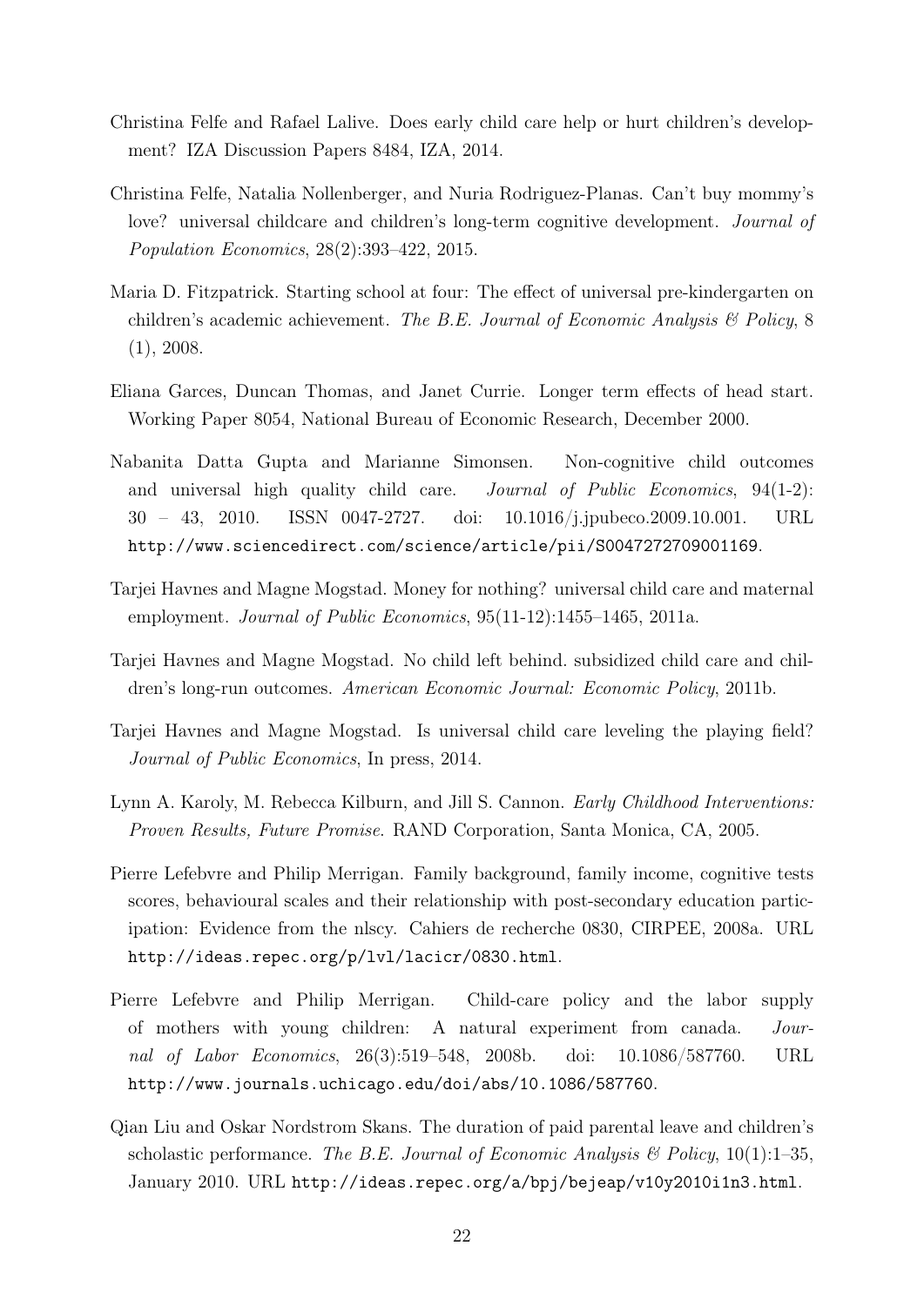Christina Felfe and Rafael Lalive. Does early child care help or hurt children's development? IZA Discussion Papers 8484, IZA, 2014.

Christina Felfe, Natalia Nollenberger, and Nuria Rodriguez-Planas. Can't buy mommy's love? universal childcare and children's long-term cognitive development. *Journal of Population Economics*, 28(2):393–422, 2015.

Maria D. Fitzpatrick. Starting school at four: The effect of universal pre-kindergarten on children's academic achievement. *The B.E. Journal of Economic Analysis & Policy*, 8 (1), 2008.

Eliana Garces, Duncan Thomas, and Janet Currie. Longer term effects of head start. Working Paper 8054, National Bureau of Economic Research, December 2000.

Nabanita Datta Gupta and Marianne Simonsen. Non-cognitive child outcomes and universal high quality child care. *Journal of Public Economics*, 94(1-2): 30 – 43, 2010. ISSN 0047-2727. doi: 10.1016/j.jpubeco.2009.10.001. URL http://www.sciencedirect.com/science/article/pii/S0047272709001169.

Tarjei Havnes and Magne Mogstad. Money for nothing? universal child care and maternal employment. *Journal of Public Economics*, 95(11-12):1455–1465, 2011a.

Tarjei Havnes and Magne Mogstad. No child left behind. subsidized child care and children's long-run outcomes. *American Economic Journal: Economic Policy*, 2011b.

Tarjei Havnes and Magne Mogstad. Is universal child care leveling the playing field? *Journal of Public Economics*, In press, 2014.

Lynn A. Karoly, M. Rebecca Kilburn, and Jill S. Cannon. *Early Childhood Interventions: Proven Results, Future Promise*. RAND Corporation, Santa Monica, CA, 2005.

Pierre Lefebvre and Philip Merrigan. Family background, family income, cognitive tests scores, behavioural scales and their relationship with post-secondary education participation: Evidence from the nlscy. Cahiers de recherche 0830, CIRPEE, 2008a. URL http://ideas.repec.org/p/lvl/lacicr/0830.html.

Pierre Lefebvre and Philip Merrigan. Child-care policy and the labor supply of mothers with young children: A natural experiment from canada. *Journal of Labor Economics*, 26(3):519–548, 2008b. doi: 10.1086/587760. URL http://www.journals.uchicago.edu/doi/abs/10.1086/587760.

Qian Liu and Oskar Nordstrom Skans. The duration of paid parental leave and children's scholastic performance. *The B.E. Journal of Economic Analysis & Policy*, 10(1):1–35, January 2010. URL http://ideas.repec.org/a/bpj/bejeap/v10y2010i1n3.html.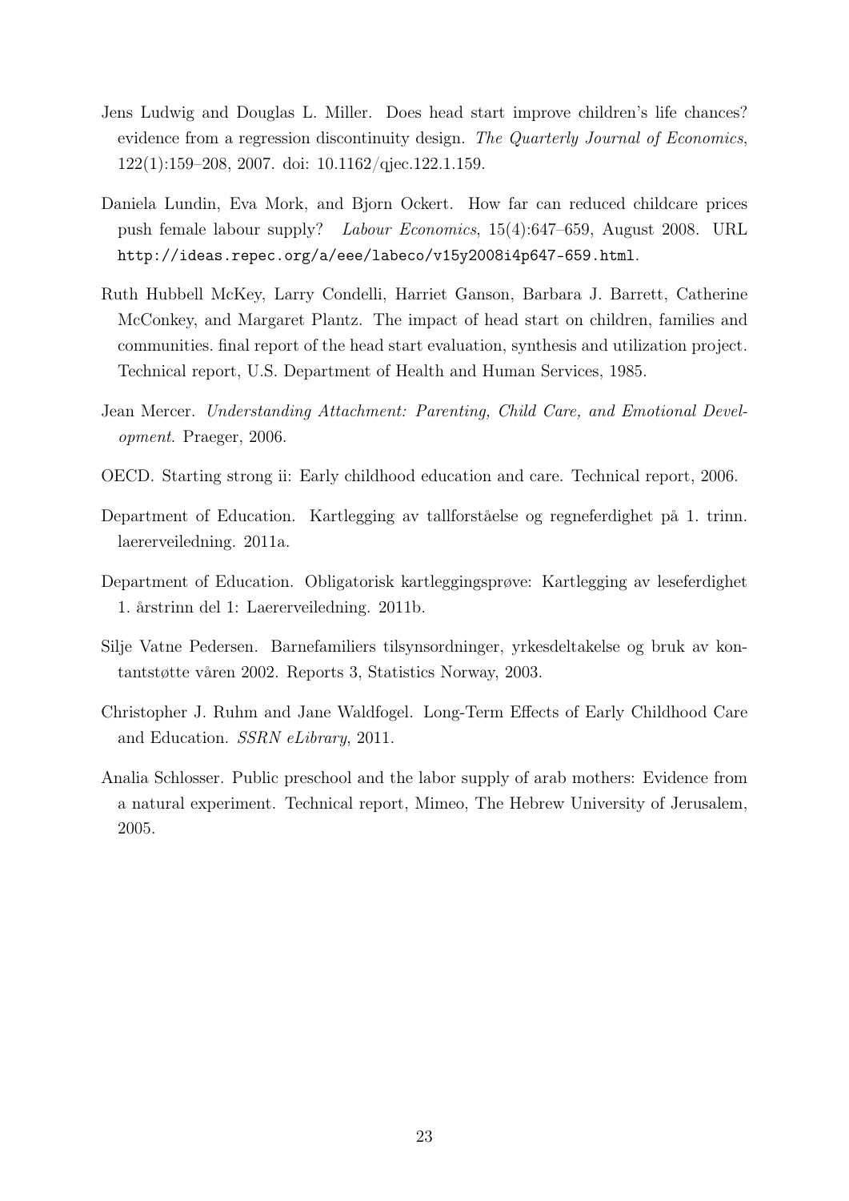Jens Ludwig and Douglas L. Miller. Does head start improve children's life chances? evidence from a regression discontinuity design. *The Quarterly Journal of Economics*, 122(1):159–208, 2007. doi: 10.1162/qjec.122.1.159.

Daniela Lundin, Eva Mork, and Bjorn Ockert. How far can reduced childcare prices push female labour supply? *Labour Economics*, 15(4):647–659, August 2008. URL `http://ideas.repec.org/a/eee/labeco/v15y2008i4p647-659.html`.

Ruth Hubbell McKey, Larry Condelli, Harriet Ganson, Barbara J. Barrett, Catherine McConkey, and Margaret Plantz. The impact of head start on children, families and communities. final report of the head start evaluation, synthesis and utilization project. Technical report, U.S. Department of Health and Human Services, 1985.

Jean Mercer. *Understanding Attachment: Parenting, Child Care, and Emotional Development*. Praeger, 2006.

OECD. Starting strong ii: Early childhood education and care. Technical report, 2006.

Department of Education. Kartlegging av tallforståelse og regneferdighet på 1. trinn. laererveiledning. 2011a.

Department of Education. Obligatorisk kartleggingsprøve: Kartlegging av leseferdighet 1. årstrinn del 1: Laererveiledning. 2011b.

Silje Vatne Pedersen. Barnefamiliers tilsynsordninger, yrkesdeltakelse og bruk av kontantstøtte våren 2002. Reports 3, Statistics Norway, 2003.

Christopher J. Ruhm and Jane Waldfogel. Long-Term Effects of Early Childhood Care and Education. *SSRN eLibrary*, 2011.

Analia Schlosser. Public preschool and the labor supply of arab mothers: Evidence from a natural experiment. Technical report, Mimeo, The Hebrew University of Jerusalem, 2005.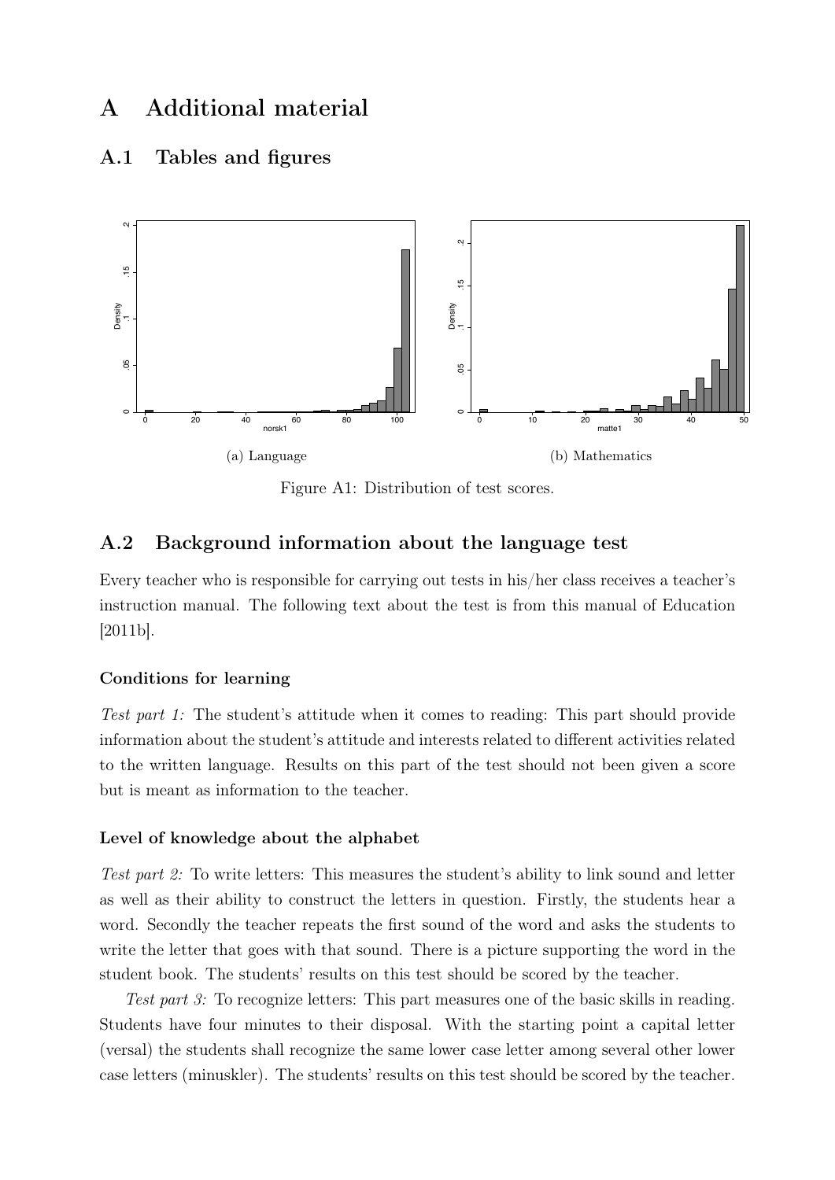# A Additional material

## A.1 Tables and figures

(a) Language

(b) Mathematics

Figure A1: Distribution of test scores.

## A.2 Background information about the language test

Every teacher who is responsible for carrying out tests in his/her class receives a teacher's instruction manual. The following text about the test is from this manual of Education [2011b].

### Conditions for learning

*Test part 1:* The student's attitude when it comes to reading: This part should provide information about the student's attitude and interests related to different activities related to the written language. Results on this part of the test should not been given a score but is meant as information to the teacher.

### Level of knowledge about the alphabet

*Test part 2:* To write letters: This measures the student's ability to link sound and letter as well as their ability to construct the letters in question. Firstly, the students hear a word. Secondly the teacher repeats the first sound of the word and asks the students to write the letter that goes with that sound. There is a picture supporting the word in the student book. The students' results on this test should be scored by the teacher.

*Test part 3:* To recognize letters: This part measures one of the basic skills in reading. Students have four minutes to their disposal. With the starting point a capital letter (versal) the students shall recognize the same lower case letter among several other lower case letters (minuskler). The students' results on this test should be scored by the teacher.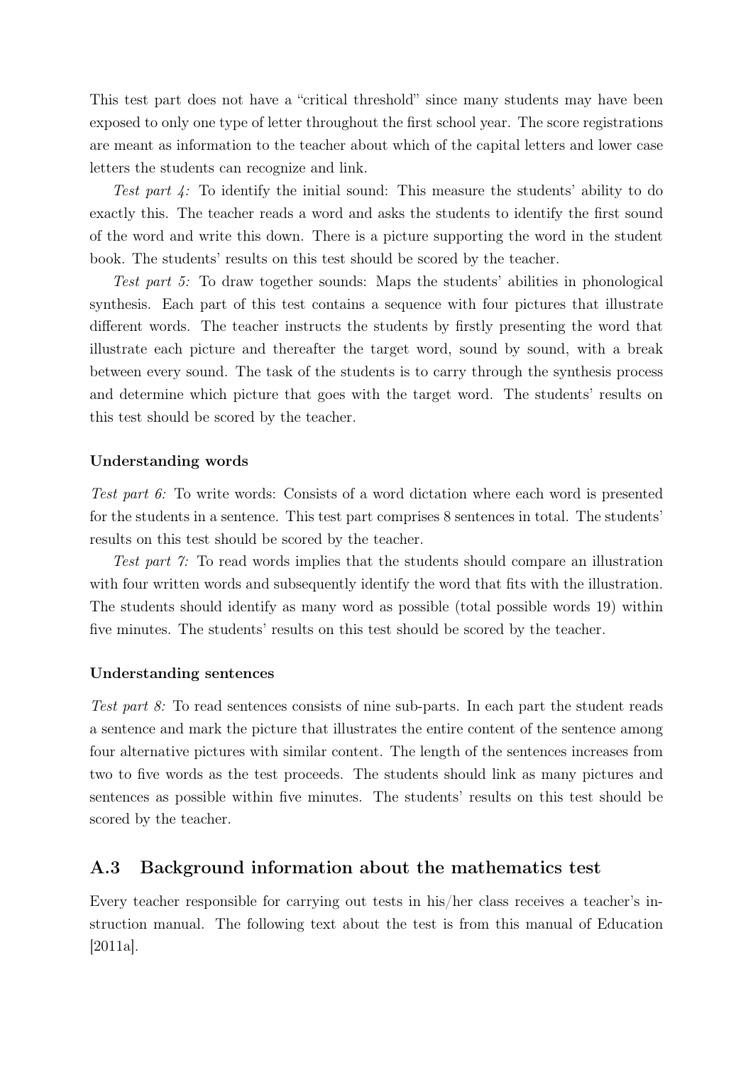This test part does not have a "critical threshold" since many students may have been exposed to only one type of letter throughout the first school year. The score registrations are meant as information to the teacher about which of the capital letters and lower case letters the students can recognize and link.

*Test part 4:* To identify the initial sound: This measure the students' ability to do exactly this. The teacher reads a word and asks the students to identify the first sound of the word and write this down. There is a picture supporting the word in the student book. The students' results on this test should be scored by the teacher.

*Test part 5:* To draw together sounds: Maps the students' abilities in phonological synthesis. Each part of this test contains a sequence with four pictures that illustrate different words. The teacher instructs the students by firstly presenting the word that illustrate each picture and thereafter the target word, sound by sound, with a break between every sound. The task of the students is to carry through the synthesis process and determine which picture that goes with the target word. The students' results on this test should be scored by the teacher.

#### Understanding words

*Test part 6:* To write words: Consists of a word dictation where each word is presented for the students in a sentence. This test part comprises 8 sentences in total. The students' results on this test should be scored by the teacher.

*Test part 7:* To read words implies that the students should compare an illustration with four written words and subsequently identify the word that fits with the illustration. The students should identify as many word as possible (total possible words 19) within five minutes. The students' results on this test should be scored by the teacher.

#### Understanding sentences

*Test part 8:* To read sentences consists of nine sub-parts. In each part the student reads a sentence and mark the picture that illustrates the entire content of the sentence among four alternative pictures with similar content. The length of the sentences increases from two to five words as the test proceeds. The students should link as many pictures and sentences as possible within five minutes. The students' results on this test should be scored by the teacher.

## A.3 Background information about the mathematics test

Every teacher responsible for carrying out tests in his/her class receives a teacher's instruction manual. The following text about the test is from this manual of Education [2011a].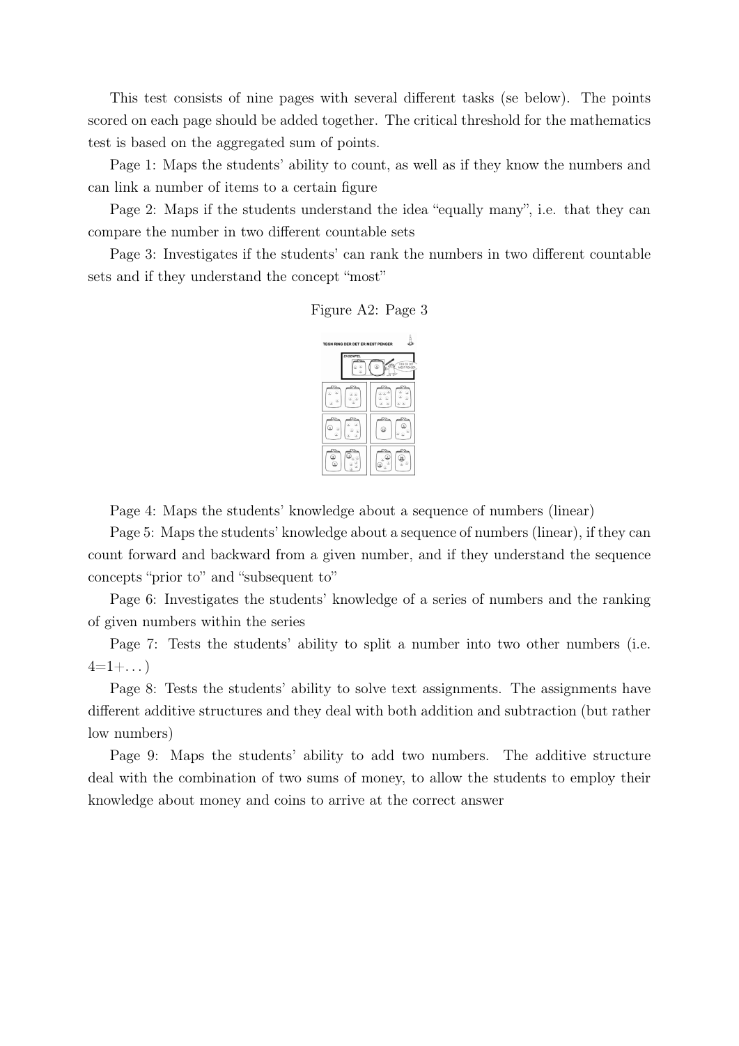This test consists of nine pages with several different tasks (se below). The points scored on each page should be added together. The critical threshold for the mathematics test is based on the aggregated sum of points.

Page 1: Maps the students' ability to count, as well as if they know the numbers and can link a number of items to a certain figure

Page 2: Maps if the students understand the idea "equally many", i.e. that they can compare the number in two different countable sets

Page 3: Investigates if the students' can rank the numbers in two different countable sets and if they understand the concept "most"

Figure A2: Page 3

Page 4: Maps the students' knowledge about a sequence of numbers (linear)

Page 5: Maps the students' knowledge about a sequence of numbers (linear), if they can count forward and backward from a given number, and if they understand the sequence concepts "prior to" and "subsequent to"

Page 6: Investigates the students' knowledge of a series of numbers and the ranking of given numbers within the series

Page 7: Tests the students' ability to split a number into two other numbers (i.e. $4=1+\ldots$)

Page 8: Tests the students' ability to solve text assignments. The assignments have different additive structures and they deal with both addition and subtraction (but rather low numbers)

Page 9: Maps the students' ability to add two numbers. The additive structure deal with the combination of two sums of money, to allow the students to employ their knowledge about money and coins to arrive at the correct answer